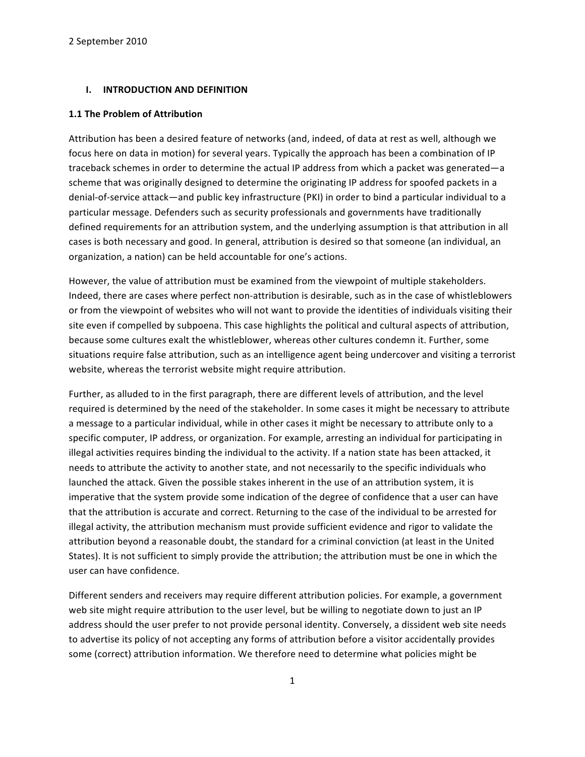2 September 2010

# I. INTRODUCTION AND DEFINITION

## 1.1 The Problem of Attribution

Attribution has been a desired feature of networks (and, indeed, of data at rest as well, although we focus here on data in motion) for several years. Typically the approach has been a combination of IP traceback schemes in order to determine the actual IP address from which a packet was generated—a scheme that was originally designed to determine the originating IP address for spoofed packets in a denial-of-service attack—and public key infrastructure (PKI) in order to bind a particular individual to a particular message. Defenders such as security professionals and governments have traditionally defined requirements for an attribution system, and the underlying assumption is that attribution in all cases is both necessary and good. In general, attribution is desired so that someone (an individual, an organization, a nation) can be held accountable for one's actions.

However, the value of attribution must be examined from the viewpoint of multiple stakeholders. Indeed, there are cases where perfect non-attribution is desirable, such as in the case of whistleblowers or from the viewpoint of websites who will not want to provide the identities of individuals visiting their site even if compelled by subpoena. This case highlights the political and cultural aspects of attribution, because some cultures exalt the whistleblower, whereas other cultures condemn it. Further, some situations require false attribution, such as an intelligence agent being undercover and visiting a terrorist website, whereas the terrorist website might require attribution.

Further, as alluded to in the first paragraph, there are different levels of attribution, and the level required is determined by the need of the stakeholder. In some cases it might be necessary to attribute a message to a particular individual, while in other cases it might be necessary to attribute only to a specific computer, IP address, or organization. For example, arresting an individual for participating in illegal activities requires binding the individual to the activity. If a nation state has been attacked, it needs to attribute the activity to another state, and not necessarily to the specific individuals who launched the attack. Given the possible stakes inherent in the use of an attribution system, it is imperative that the system provide some indication of the degree of confidence that a user can have that the attribution is accurate and correct. Returning to the case of the individual to be arrested for illegal activity, the attribution mechanism must provide sufficient evidence and rigor to validate the attribution beyond a reasonable doubt, the standard for a criminal conviction (at least in the United States). It is not sufficient to simply provide the attribution; the attribution must be one in which the user can have confidence.

Different senders and receivers may require different attribution policies. For example, a government web site might require attribution to the user level, but be willing to negotiate down to just an IP address should the user prefer to not provide personal identity. Conversely, a dissident web site needs to advertise its policy of not accepting any forms of attribution before a visitor accidentally provides some (correct) attribution information. We therefore need to determine what policies might be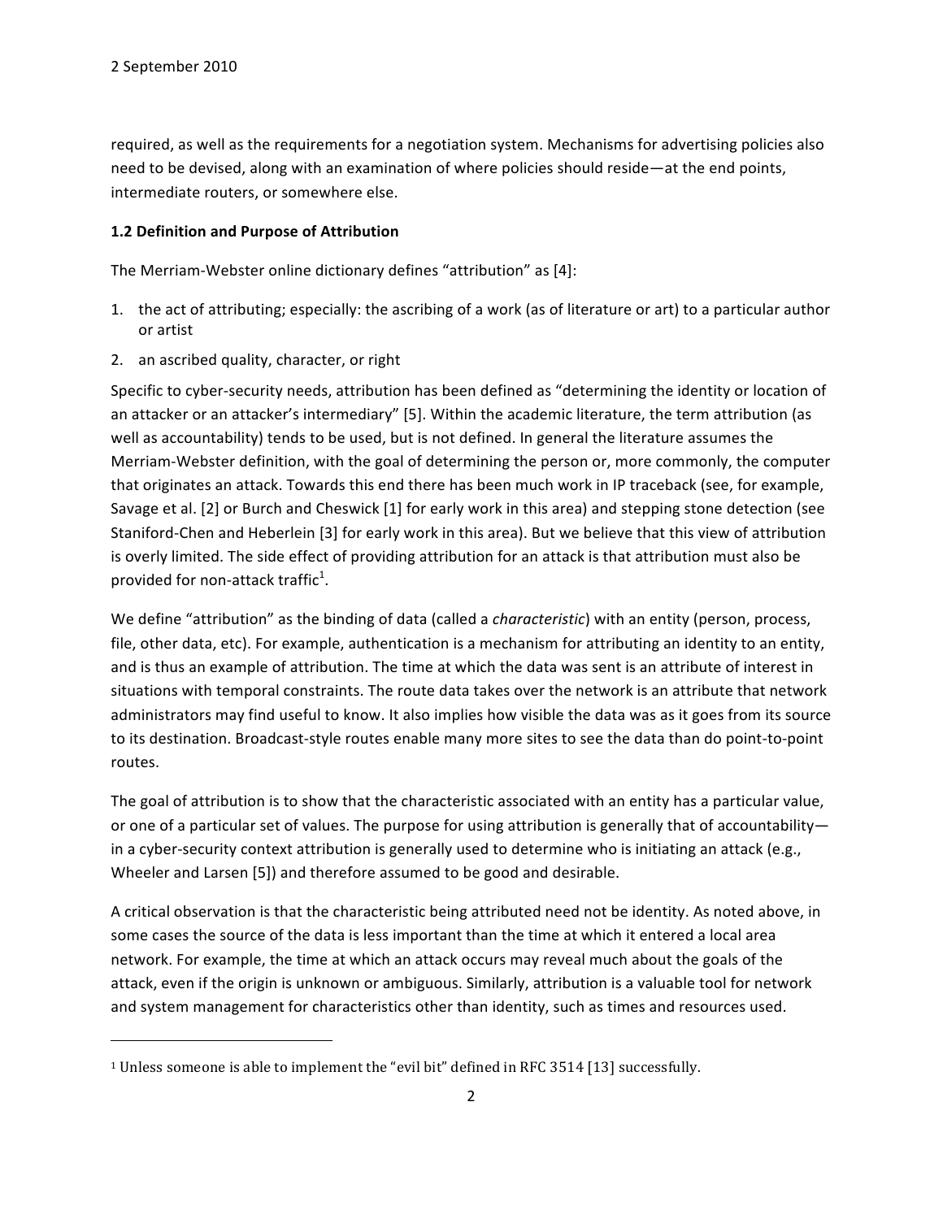required, as well as the requirements for a negotiation system. Mechanisms for advertising policies also need to be devised, along with an examination of where policies should reside—at the end points, intermediate routers, or somewhere else.

### 1.2 Definition and Purpose of Attribution

The Merriam-Webster online dictionary defines "attribution" as [4]:

1. the act of attributing; especially: the ascribing of a work (as of literature or art) to a particular author or artist
2. an ascribed quality, character, or right

Specific to cyber-security needs, attribution has been defined as "determining the identity or location of an attacker or an attacker's intermediary" [5]. Within the academic literature, the term attribution (as well as accountability) tends to be used, but is not defined. In general the literature assumes the Merriam-Webster definition, with the goal of determining the person or, more commonly, the computer that originates an attack. Towards this end there has been much work in IP traceback (see, for example, Savage et al. [2] or Burch and Cheswick [1] for early work in this area) and stepping stone detection (see Staniford-Chen and Heberlein [3] for early work in this area). But we believe that this view of attribution is overly limited. The side effect of providing attribution for an attack is that attribution must also be provided for non-attack traffic[1].

We define "attribution" as the binding of data (called a *characteristic*) with an entity (person, process, file, other data, etc). For example, authentication is a mechanism for attributing an identity to an entity, and is thus an example of attribution. The time at which the data was sent is an attribute of interest in situations with temporal constraints. The route data takes over the network is an attribute that network administrators may find useful to know. It also implies how visible the data was as it goes from its source to its destination. Broadcast-style routes enable many more sites to see the data than do point-to-point routes.

The goal of attribution is to show that the characteristic associated with an entity has a particular value, or one of a particular set of values. The purpose for using attribution is generally that of accountability—in a cyber-security context attribution is generally used to determine who is initiating an attack (e.g., Wheeler and Larsen [5]) and therefore assumed to be good and desirable.

A critical observation is that the characteristic being attributed need not be identity. As noted above, in some cases the source of the data is less important than the time at which it entered a local area network. For example, the time at which an attack occurs may reveal much about the goals of the attack, even if the origin is unknown or ambiguous. Similarly, attribution is a valuable tool for network and system management for characteristics other than identity, such as times and resources used.

---

[1] Unless someone is able to implement the "evil bit" defined in RFC 3514 [13] successfully.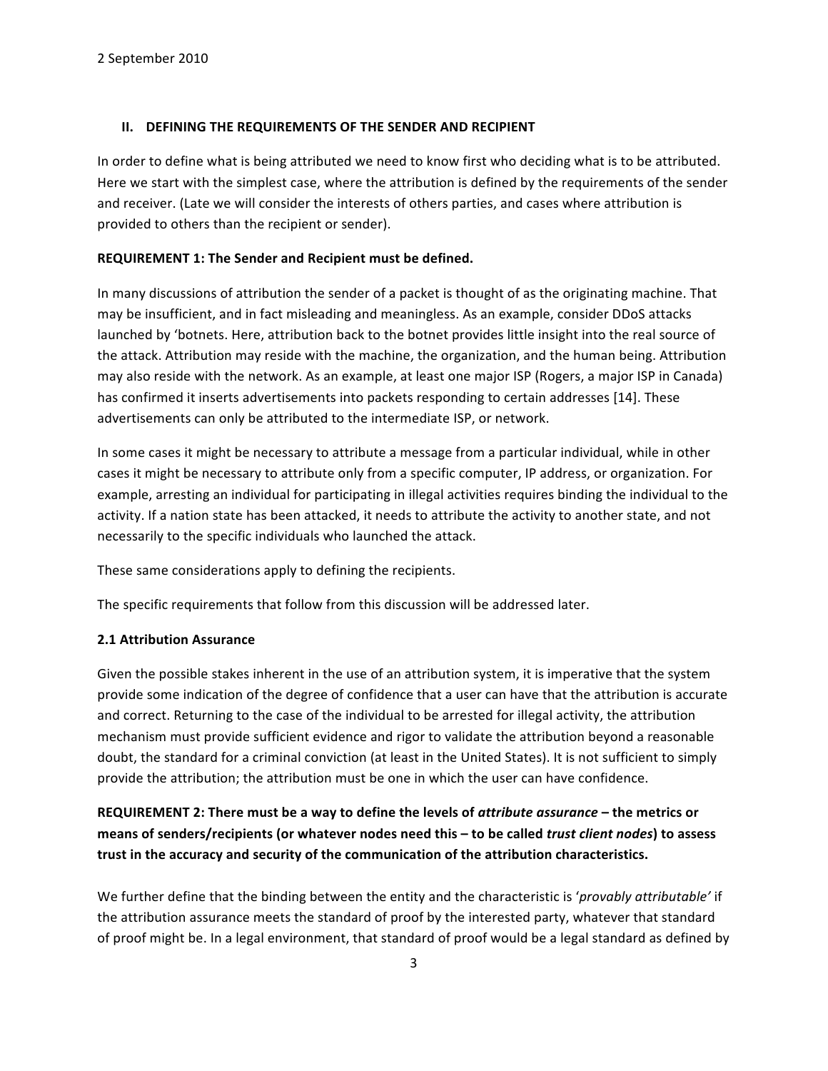## II. DEFINING THE REQUIREMENTS OF THE SENDER AND RECIPIENT

In order to define what is being attributed we need to know first who deciding what is to be attributed. Here we start with the simplest case, where the attribution is defined by the requirements of the sender and receiver. (Late we will consider the interests of others parties, and cases where attribution is provided to others than the recipient or sender).

**REQUIREMENT 1: The Sender and Recipient must be defined.**

In many discussions of attribution the sender of a packet is thought of as the originating machine. That may be insufficient, and in fact misleading and meaningless. As an example, consider DDoS attacks launched by 'botnets. Here, attribution back to the botnet provides little insight into the real source of the attack. Attribution may reside with the machine, the organization, and the human being. Attribution may also reside with the network. As an example, at least one major ISP (Rogers, a major ISP in Canada) has confirmed it inserts advertisements into packets responding to certain addresses [14]. These advertisements can only be attributed to the intermediate ISP, or network.

In some cases it might be necessary to attribute a message from a particular individual, while in other cases it might be necessary to attribute only from a specific computer, IP address, or organization. For example, arresting an individual for participating in illegal activities requires binding the individual to the activity. If a nation state has been attacked, it needs to attribute the activity to another state, and not necessarily to the specific individuals who launched the attack.

These same considerations apply to defining the recipients.

The specific requirements that follow from this discussion will be addressed later.

### 2.1 Attribution Assurance

Given the possible stakes inherent in the use of an attribution system, it is imperative that the system provide some indication of the degree of confidence that a user can have that the attribution is accurate and correct. Returning to the case of the individual to be arrested for illegal activity, the attribution mechanism must provide sufficient evidence and rigor to validate the attribution beyond a reasonable doubt, the standard for a criminal conviction (at least in the United States). It is not sufficient to simply provide the attribution; the attribution must be one in which the user can have confidence.

**REQUIREMENT 2: There must be a way to define the levels of *attribute assurance* – the metrics or means of senders/recipients (or whatever nodes need this – to be called *trust client nodes*) to assess trust in the accuracy and security of the communication of the attribution characteristics.**

We further define that the binding between the entity and the characteristic is '*provably attributable'* if the attribution assurance meets the standard of proof by the interested party, whatever that standard of proof might be. In a legal environment, that standard of proof would be a legal standard as defined by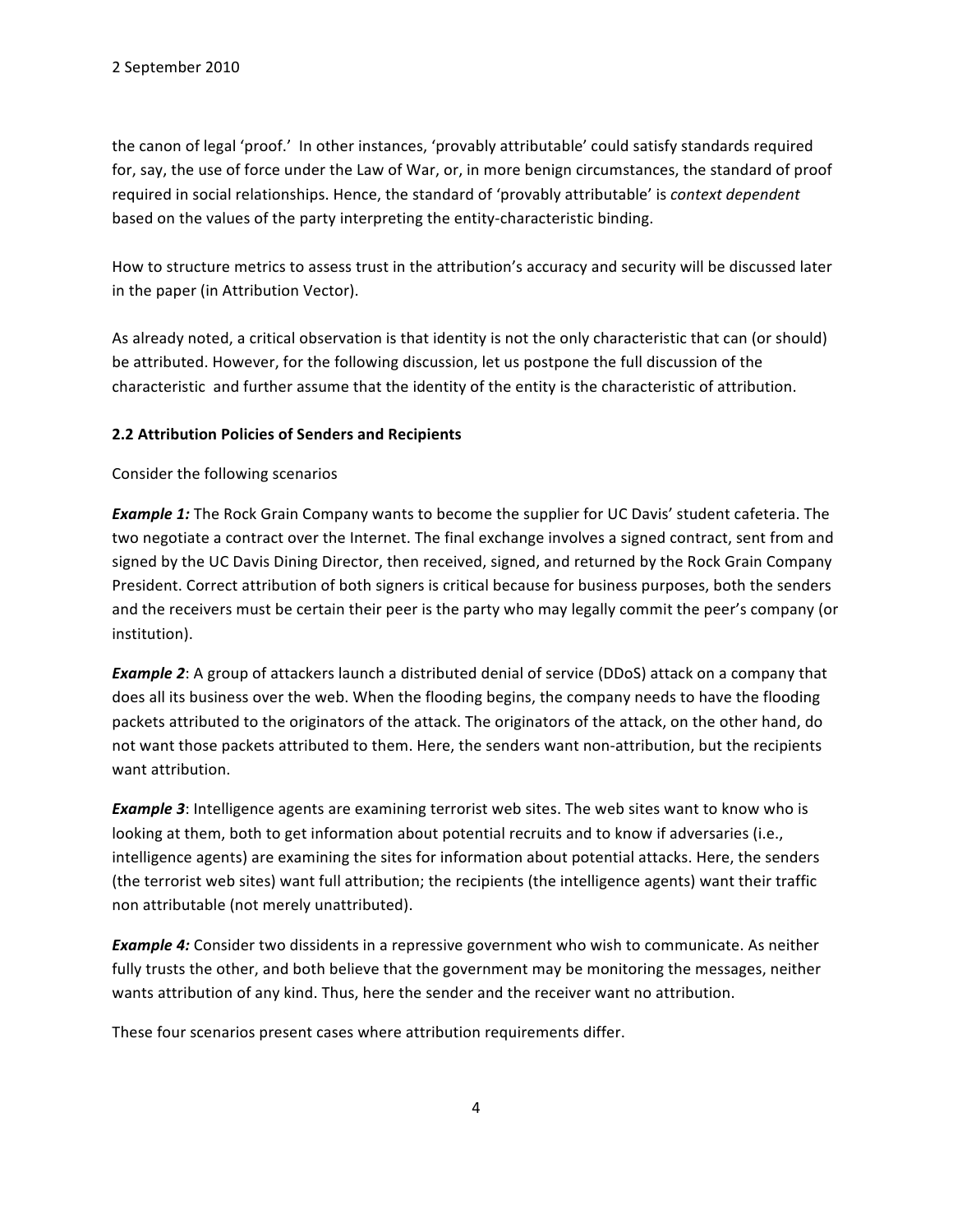the canon of legal 'proof.' In other instances, 'provably attributable' could satisfy standards required for, say, the use of force under the Law of War, or, in more benign circumstances, the standard of proof required in social relationships. Hence, the standard of 'provably attributable' is *context dependent* based on the values of the party interpreting the entity-characteristic binding.

How to structure metrics to assess trust in the attribution's accuracy and security will be discussed later in the paper (in Attribution Vector).

As already noted, a critical observation is that identity is not the only characteristic that can (or should) be attributed. However, for the following discussion, let us postpone the full discussion of the characteristic and further assume that the identity of the entity is the characteristic of attribution.

### 2.2 Attribution Policies of Senders and Recipients

Consider the following scenarios

***Example 1:*** The Rock Grain Company wants to become the supplier for UC Davis' student cafeteria. The two negotiate a contract over the Internet. The final exchange involves a signed contract, sent from and signed by the UC Davis Dining Director, then received, signed, and returned by the Rock Grain Company President. Correct attribution of both signers is critical because for business purposes, both the senders and the receivers must be certain their peer is the party who may legally commit the peer's company (or institution).

***Example 2***: A group of attackers launch a distributed denial of service (DDoS) attack on a company that does all its business over the web. When the flooding begins, the company needs to have the flooding packets attributed to the originators of the attack. The originators of the attack, on the other hand, do not want those packets attributed to them. Here, the senders want non-attribution, but the recipients want attribution.

***Example 3***: Intelligence agents are examining terrorist web sites. The web sites want to know who is looking at them, both to get information about potential recruits and to know if adversaries (i.e., intelligence agents) are examining the sites for information about potential attacks. Here, the senders (the terrorist web sites) want full attribution; the recipients (the intelligence agents) want their traffic non attributable (not merely unattributed).

***Example 4:*** Consider two dissidents in a repressive government who wish to communicate. As neither fully trusts the other, and both believe that the government may be monitoring the messages, neither wants attribution of any kind. Thus, here the sender and the receiver want no attribution.

These four scenarios present cases where attribution requirements differ.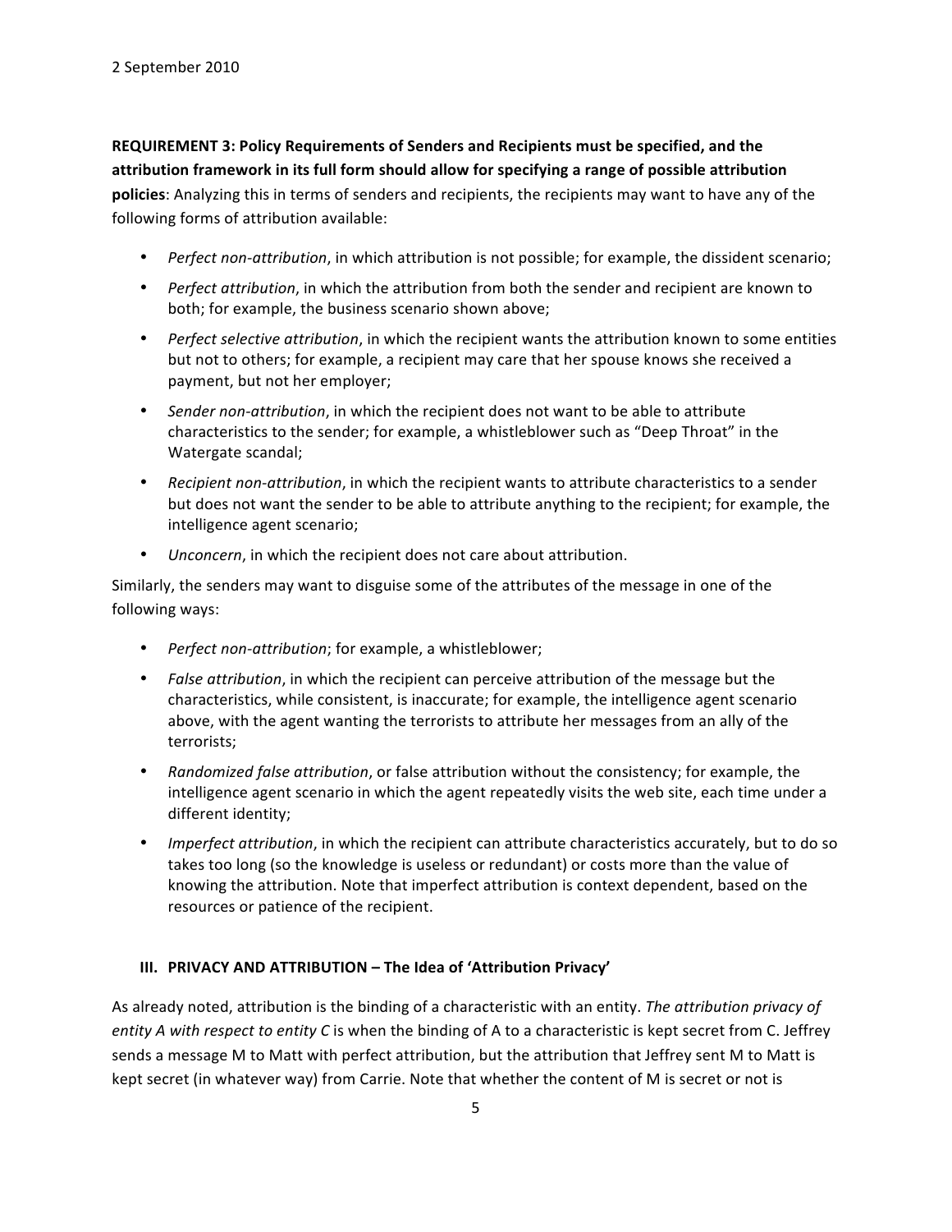**REQUIREMENT 3: Policy Requirements of Senders and Recipients must be specified, and the attribution framework in its full form should allow for specifying a range of possible attribution policies**: Analyzing this in terms of senders and recipients, the recipients may want to have any of the following forms of attribution available:

- *Perfect non-attribution*, in which attribution is not possible; for example, the dissident scenario;
- *Perfect attribution*, in which the attribution from both the sender and recipient are known to both; for example, the business scenario shown above;
- *Perfect selective attribution*, in which the recipient wants the attribution known to some entities but not to others; for example, a recipient may care that her spouse knows she received a payment, but not her employer;
- *Sender non-attribution*, in which the recipient does not want to be able to attribute characteristics to the sender; for example, a whistleblower such as "Deep Throat" in the Watergate scandal;
- *Recipient non-attribution*, in which the recipient wants to attribute characteristics to a sender but does not want the sender to be able to attribute anything to the recipient; for example, the intelligence agent scenario;
- *Unconcern*, in which the recipient does not care about attribution.

Similarly, the senders may want to disguise some of the attributes of the message in one of the following ways:

- *Perfect non-attribution*; for example, a whistleblower;
- *False attribution*, in which the recipient can perceive attribution of the message but the characteristics, while consistent, is inaccurate; for example, the intelligence agent scenario above, with the agent wanting the terrorists to attribute her messages from an ally of the terrorists;
- *Randomized false attribution*, or false attribution without the consistency; for example, the intelligence agent scenario in which the agent repeatedly visits the web site, each time under a different identity;
- *Imperfect attribution*, in which the recipient can attribute characteristics accurately, but to do so takes too long (so the knowledge is useless or redundant) or costs more than the value of knowing the attribution. Note that imperfect attribution is context dependent, based on the resources or patience of the recipient.

## III. PRIVACY AND ATTRIBUTION – The Idea of 'Attribution Privacy'

As already noted, attribution is the binding of a characteristic with an entity. *The attribution privacy of entity A with respect to entity C* is when the binding of A to a characteristic is kept secret from C. Jeffrey sends a message M to Matt with perfect attribution, but the attribution that Jeffrey sent M to Matt is kept secret (in whatever way) from Carrie. Note that whether the content of M is secret or not is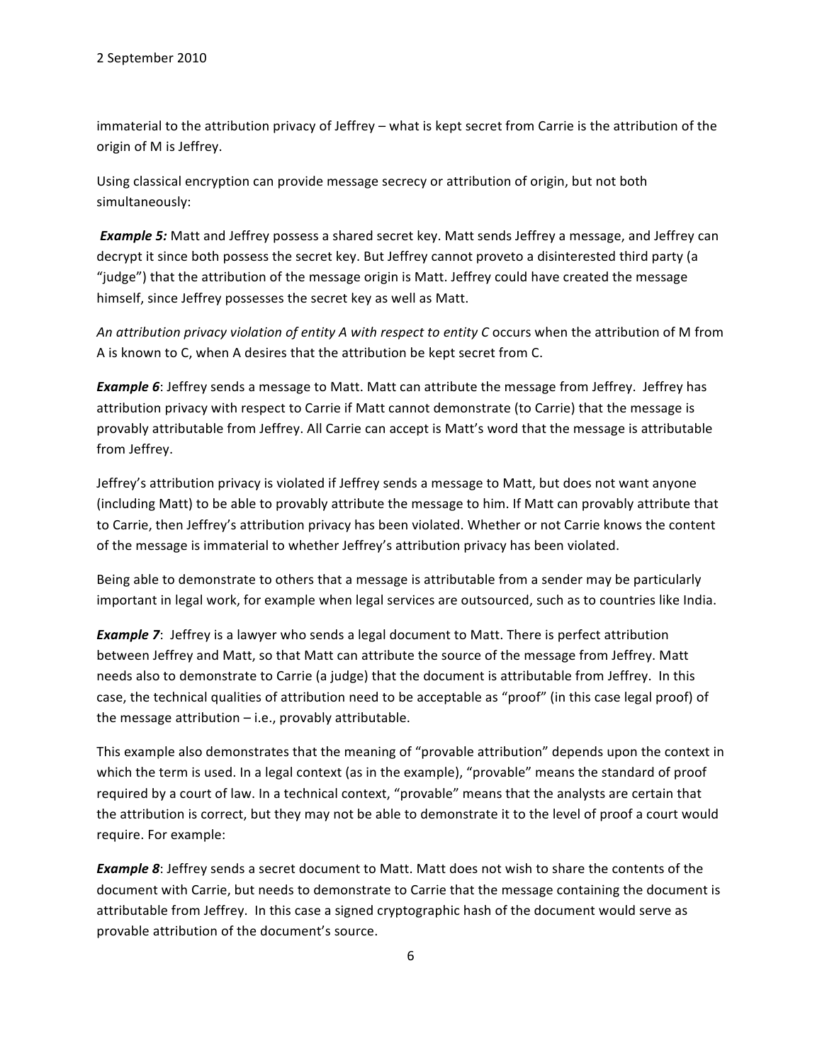immaterial to the attribution privacy of Jeffrey – what is kept secret from Carrie is the attribution of the origin of M is Jeffrey.

Using classical encryption can provide message secrecy or attribution of origin, but not both simultaneously:

***Example 5:*** Matt and Jeffrey possess a shared secret key. Matt sends Jeffrey a message, and Jeffrey can decrypt it since both possess the secret key. But Jeffrey cannot proveto a disinterested third party (a "judge") that the attribution of the message origin is Matt. Jeffrey could have created the message himself, since Jeffrey possesses the secret key as well as Matt.

*An attribution privacy violation of entity A with respect to entity C* occurs when the attribution of M from A is known to C, when A desires that the attribution be kept secret from C.

***Example 6***: Jeffrey sends a message to Matt. Matt can attribute the message from Jeffrey. Jeffrey has attribution privacy with respect to Carrie if Matt cannot demonstrate (to Carrie) that the message is provably attributable from Jeffrey. All Carrie can accept is Matt's word that the message is attributable from Jeffrey.

Jeffrey's attribution privacy is violated if Jeffrey sends a message to Matt, but does not want anyone (including Matt) to be able to provably attribute the message to him. If Matt can provably attribute that to Carrie, then Jeffrey's attribution privacy has been violated. Whether or not Carrie knows the content of the message is immaterial to whether Jeffrey's attribution privacy has been violated.

Being able to demonstrate to others that a message is attributable from a sender may be particularly important in legal work, for example when legal services are outsourced, such as to countries like India.

***Example 7***: Jeffrey is a lawyer who sends a legal document to Matt. There is perfect attribution between Jeffrey and Matt, so that Matt can attribute the source of the message from Jeffrey. Matt needs also to demonstrate to Carrie (a judge) that the document is attributable from Jeffrey. In this case, the technical qualities of attribution need to be acceptable as "proof" (in this case legal proof) of the message attribution – i.e., provably attributable.

This example also demonstrates that the meaning of "provable attribution" depends upon the context in which the term is used. In a legal context (as in the example), "provable" means the standard of proof required by a court of law. In a technical context, "provable" means that the analysts are certain that the attribution is correct, but they may not be able to demonstrate it to the level of proof a court would require. For example:

***Example 8***: Jeffrey sends a secret document to Matt. Matt does not wish to share the contents of the document with Carrie, but needs to demonstrate to Carrie that the message containing the document is attributable from Jeffrey. In this case a signed cryptographic hash of the document would serve as provable attribution of the document's source.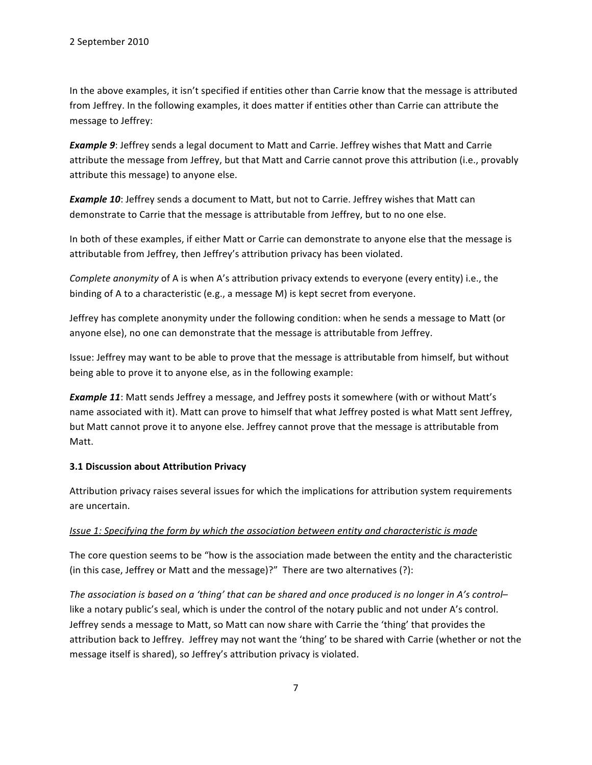In the above examples, it isn't specified if entities other than Carrie know that the message is attributed from Jeffrey. In the following examples, it does matter if entities other than Carrie can attribute the message to Jeffrey:

***Example 9***: Jeffrey sends a legal document to Matt and Carrie. Jeffrey wishes that Matt and Carrie attribute the message from Jeffrey, but that Matt and Carrie cannot prove this attribution (i.e., provably attribute this message) to anyone else.

***Example 10***: Jeffrey sends a document to Matt, but not to Carrie. Jeffrey wishes that Matt can demonstrate to Carrie that the message is attributable from Jeffrey, but to no one else.

In both of these examples, if either Matt or Carrie can demonstrate to anyone else that the message is attributable from Jeffrey, then Jeffrey's attribution privacy has been violated.

*Complete anonymity* of A is when A's attribution privacy extends to everyone (every entity) i.e., the binding of A to a characteristic (e.g., a message M) is kept secret from everyone.

Jeffrey has complete anonymity under the following condition: when he sends a message to Matt (or anyone else), no one can demonstrate that the message is attributable from Jeffrey.

Issue: Jeffrey may want to be able to prove that the message is attributable from himself, but without being able to prove it to anyone else, as in the following example:

***Example 11***: Matt sends Jeffrey a message, and Jeffrey posts it somewhere (with or without Matt's name associated with it). Matt can prove to himself that what Jeffrey posted is what Matt sent Jeffrey, but Matt cannot prove it to anyone else. Jeffrey cannot prove that the message is attributable from Matt.

### 3.1 Discussion about Attribution Privacy

Attribution privacy raises several issues for which the implications for attribution system requirements are uncertain.

<u>*Issue 1: Specifying the form by which the association between entity and characteristic is made*</u>

The core question seems to be "how is the association made between the entity and the characteristic (in this case, Jeffrey or Matt and the message)?" There are two alternatives (?):

*The association is based on a 'thing' that can be shared and once produced is no longer in A's control*– like a notary public's seal, which is under the control of the notary public and not under A's control. Jeffrey sends a message to Matt, so Matt can now share with Carrie the 'thing' that provides the attribution back to Jeffrey. Jeffrey may not want the 'thing' to be shared with Carrie (whether or not the message itself is shared), so Jeffrey's attribution privacy is violated.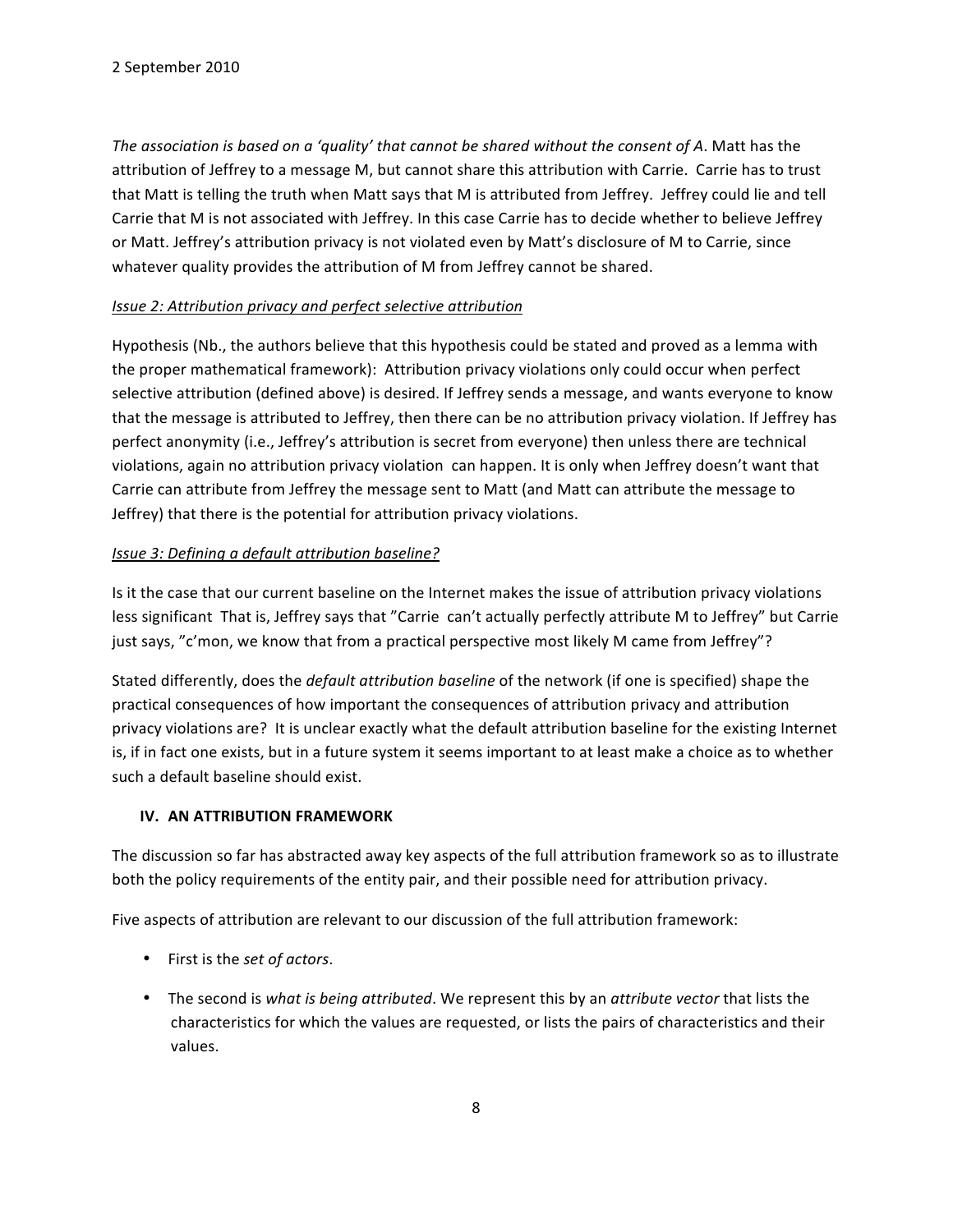*The association is based on a 'quality' that cannot be shared without the consent of A*. Matt has the attribution of Jeffrey to a message M, but cannot share this attribution with Carrie. Carrie has to trust that Matt is telling the truth when Matt says that M is attributed from Jeffrey. Jeffrey could lie and tell Carrie that M is not associated with Jeffrey. In this case Carrie has to decide whether to believe Jeffrey or Matt. Jeffrey's attribution privacy is not violated even by Matt's disclosure of M to Carrie, since whatever quality provides the attribution of M from Jeffrey cannot be shared.

*Issue 2: Attribution privacy and perfect selective attribution*

Hypothesis (Nb., the authors believe that this hypothesis could be stated and proved as a lemma with the proper mathematical framework): Attribution privacy violations only could occur when perfect selective attribution (defined above) is desired. If Jeffrey sends a message, and wants everyone to know that the message is attributed to Jeffrey, then there can be no attribution privacy violation. If Jeffrey has perfect anonymity (i.e., Jeffrey's attribution is secret from everyone) then unless there are technical violations, again no attribution privacy violation can happen. It is only when Jeffrey doesn't want that Carrie can attribute from Jeffrey the message sent to Matt (and Matt can attribute the message to Jeffrey) that there is the potential for attribution privacy violations.

*Issue 3: Defining a default attribution baseline?*

Is it the case that our current baseline on the Internet makes the issue of attribution privacy violations less significant That is, Jeffrey says that "Carrie can't actually perfectly attribute M to Jeffrey" but Carrie just says, "c'mon, we know that from a practical perspective most likely M came from Jeffrey"?

Stated differently, does the *default attribution baseline* of the network (if one is specified) shape the practical consequences of how important the consequences of attribution privacy and attribution privacy violations are? It is unclear exactly what the default attribution baseline for the existing Internet is, if in fact one exists, but in a future system it seems important to at least make a choice as to whether such a default baseline should exist.

## IV. AN ATTRIBUTION FRAMEWORK

The discussion so far has abstracted away key aspects of the full attribution framework so as to illustrate both the policy requirements of the entity pair, and their possible need for attribution privacy.

Five aspects of attribution are relevant to our discussion of the full attribution framework:

- First is the *set of actors*.
- The second is *what is being attributed*. We represent this by an *attribute vector* that lists the characteristics for which the values are requested, or lists the pairs of characteristics and their values.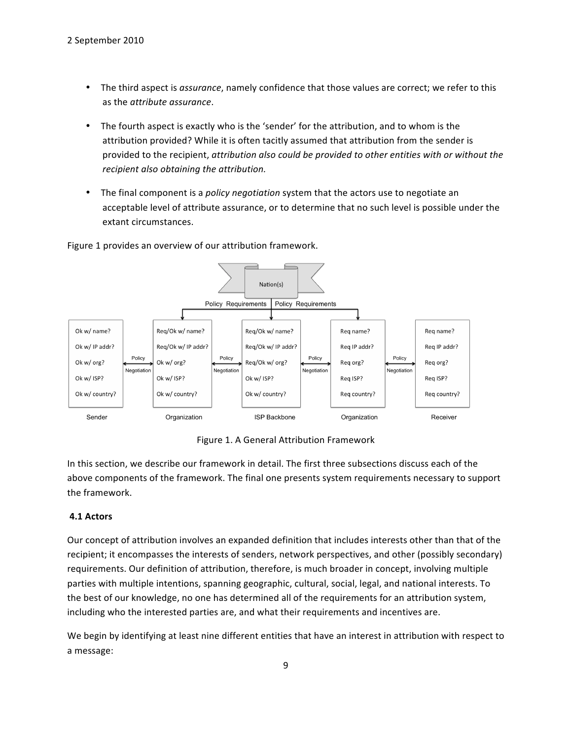- The third aspect is *assurance*, namely confidence that those values are correct; we refer to this as the *attribute assurance*.
- The fourth aspect is exactly who is the 'sender' for the attribution, and to whom is the attribution provided? While it is often tacitly assumed that attribution from the sender is provided to the recipient, *attribution also could be provided to other entities with or without the recipient also obtaining the attribution.*
- The final component is a *policy negotiation* system that the actors use to negotiate an acceptable level of attribute assurance, or to determine that no such level is possible under the extant circumstances.

Figure 1 provides an overview of our attribution framework.

Figure 1. A General Attribution Framework

In this section, we describe our framework in detail. The first three subsections discuss each of the above components of the framework. The final one presents system requirements necessary to support the framework.

### 4.1 Actors

Our concept of attribution involves an expanded definition that includes interests other than that of the recipient; it encompasses the interests of senders, network perspectives, and other (possibly secondary) requirements. Our definition of attribution, therefore, is much broader in concept, involving multiple parties with multiple intentions, spanning geographic, cultural, social, legal, and national interests. To the best of our knowledge, no one has determined all of the requirements for an attribution system, including who the interested parties are, and what their requirements and incentives are.

We begin by identifying at least nine different entities that have an interest in attribution with respect to a message: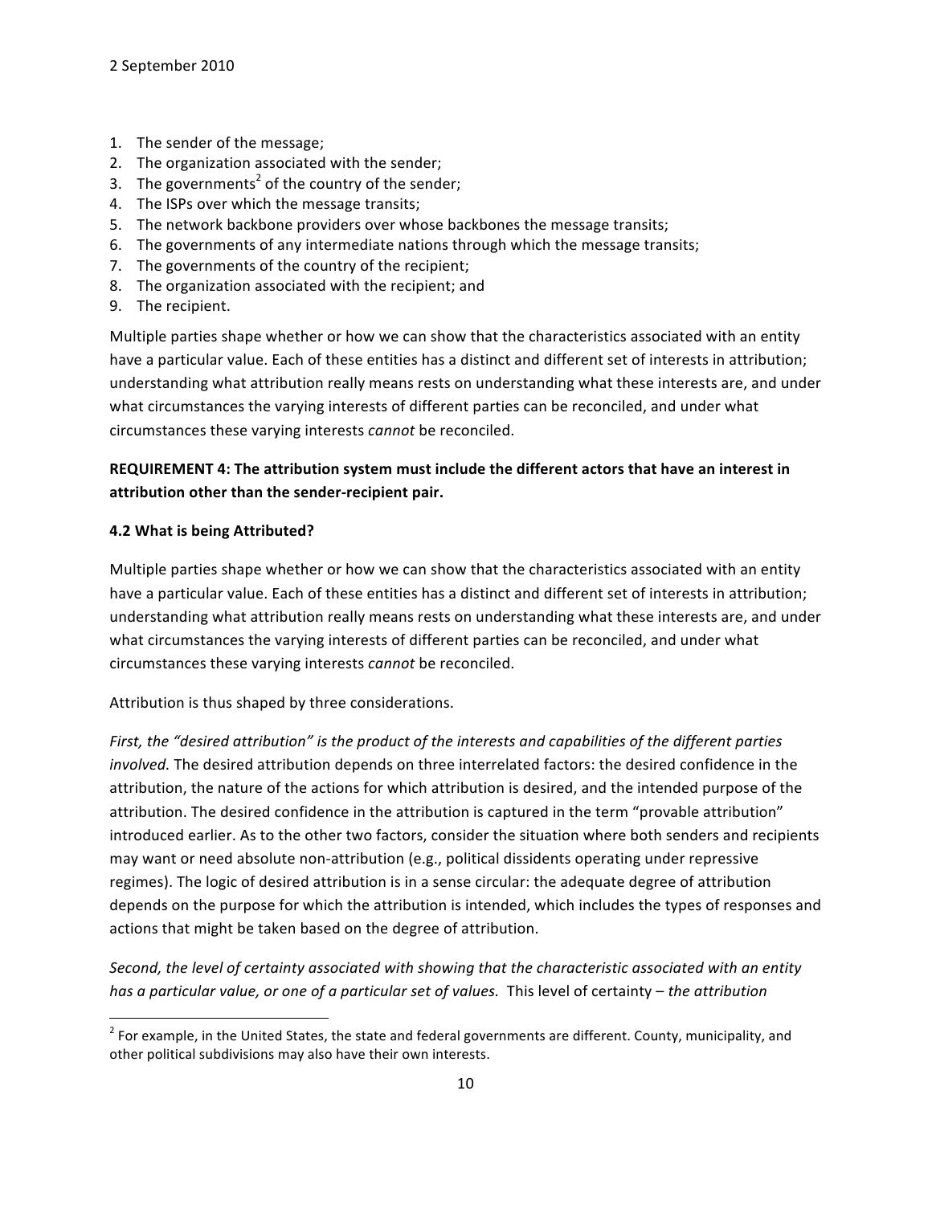1. The sender of the message;
2. The organization associated with the sender;
3. The governments[2] of the country of the sender;
4. The ISPs over which the message transits;
5. The network backbone providers over whose backbones the message transits;
6. The governments of any intermediate nations through which the message transits;
7. The governments of the country of the recipient;
8. The organization associated with the recipient; and
9. The recipient.

Multiple parties shape whether or how we can show that the characteristics associated with an entity have a particular value. Each of these entities has a distinct and different set of interests in attribution; understanding what attribution really means rests on understanding what these interests are, and under what circumstances the varying interests of different parties can be reconciled, and under what circumstances these varying interests *cannot* be reconciled.

**REQUIREMENT 4: The attribution system must include the different actors that have an interest in attribution other than the sender-recipient pair.**

### 4.2 What is being Attributed?

Multiple parties shape whether or how we can show that the characteristics associated with an entity have a particular value. Each of these entities has a distinct and different set of interests in attribution; understanding what attribution really means rests on understanding what these interests are, and under what circumstances the varying interests of different parties can be reconciled, and under what circumstances these varying interests *cannot* be reconciled.

Attribution is thus shaped by three considerations.

*First, the "desired attribution" is the product of the interests and capabilities of the different parties involved.* The desired attribution depends on three interrelated factors: the desired confidence in the attribution, the nature of the actions for which attribution is desired, and the intended purpose of the attribution. The desired confidence in the attribution is captured in the term "provable attribution" introduced earlier. As to the other two factors, consider the situation where both senders and recipients may want or need absolute non-attribution (e.g., political dissidents operating under repressive regimes). The logic of desired attribution is in a sense circular: the adequate degree of attribution depends on the purpose for which the attribution is intended, which includes the types of responses and actions that might be taken based on the degree of attribution.

*Second, the level of certainty associated with showing that the characteristic associated with an entity has a particular value, or one of a particular set of values.* This level of certainty – *the attribution*

[2] For example, in the United States, the state and federal governments are different. County, municipality, and other political subdivisions may also have their own interests.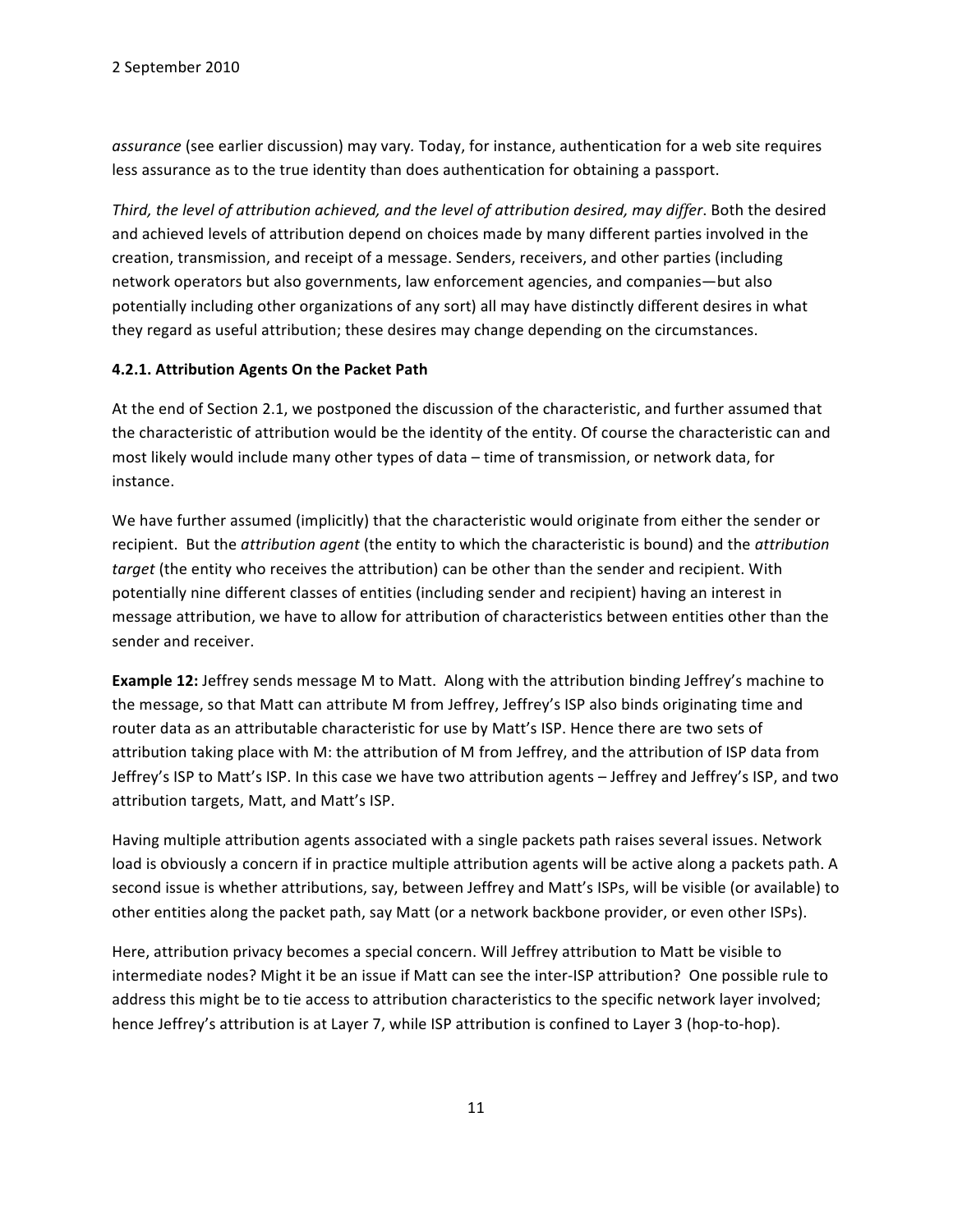*assurance* (see earlier discussion) may vary. Today, for instance, authentication for a web site requires less assurance as to the true identity than does authentication for obtaining a passport.

*Third, the level of attribution achieved, and the level of attribution desired, may differ*. Both the desired and achieved levels of attribution depend on choices made by many different parties involved in the creation, transmission, and receipt of a message. Senders, receivers, and other parties (including network operators but also governments, law enforcement agencies, and companies—but also potentially including other organizations of any sort) all may have distinctly different desires in what they regard as useful attribution; these desires may change depending on the circumstances.

#### 4.2.1. Attribution Agents On the Packet Path

At the end of Section 2.1, we postponed the discussion of the characteristic, and further assumed that the characteristic of attribution would be the identity of the entity. Of course the characteristic can and most likely would include many other types of data – time of transmission, or network data, for instance.

We have further assumed (implicitly) that the characteristic would originate from either the sender or recipient. But the *attribution agent* (the entity to which the characteristic is bound) and the *attribution target* (the entity who receives the attribution) can be other than the sender and recipient. With potentially nine different classes of entities (including sender and recipient) having an interest in message attribution, we have to allow for attribution of characteristics between entities other than the sender and receiver.

**Example 12:** Jeffrey sends message M to Matt. Along with the attribution binding Jeffrey's machine to the message, so that Matt can attribute M from Jeffrey, Jeffrey's ISP also binds originating time and router data as an attributable characteristic for use by Matt's ISP. Hence there are two sets of attribution taking place with M: the attribution of M from Jeffrey, and the attribution of ISP data from Jeffrey's ISP to Matt's ISP. In this case we have two attribution agents – Jeffrey and Jeffrey's ISP, and two attribution targets, Matt, and Matt's ISP.

Having multiple attribution agents associated with a single packets path raises several issues. Network load is obviously a concern if in practice multiple attribution agents will be active along a packets path. A second issue is whether attributions, say, between Jeffrey and Matt's ISPs, will be visible (or available) to other entities along the packet path, say Matt (or a network backbone provider, or even other ISPs).

Here, attribution privacy becomes a special concern. Will Jeffrey attribution to Matt be visible to intermediate nodes? Might it be an issue if Matt can see the inter-ISP attribution? One possible rule to address this might be to tie access to attribution characteristics to the specific network layer involved; hence Jeffrey's attribution is at Layer 7, while ISP attribution is confined to Layer 3 (hop-to-hop).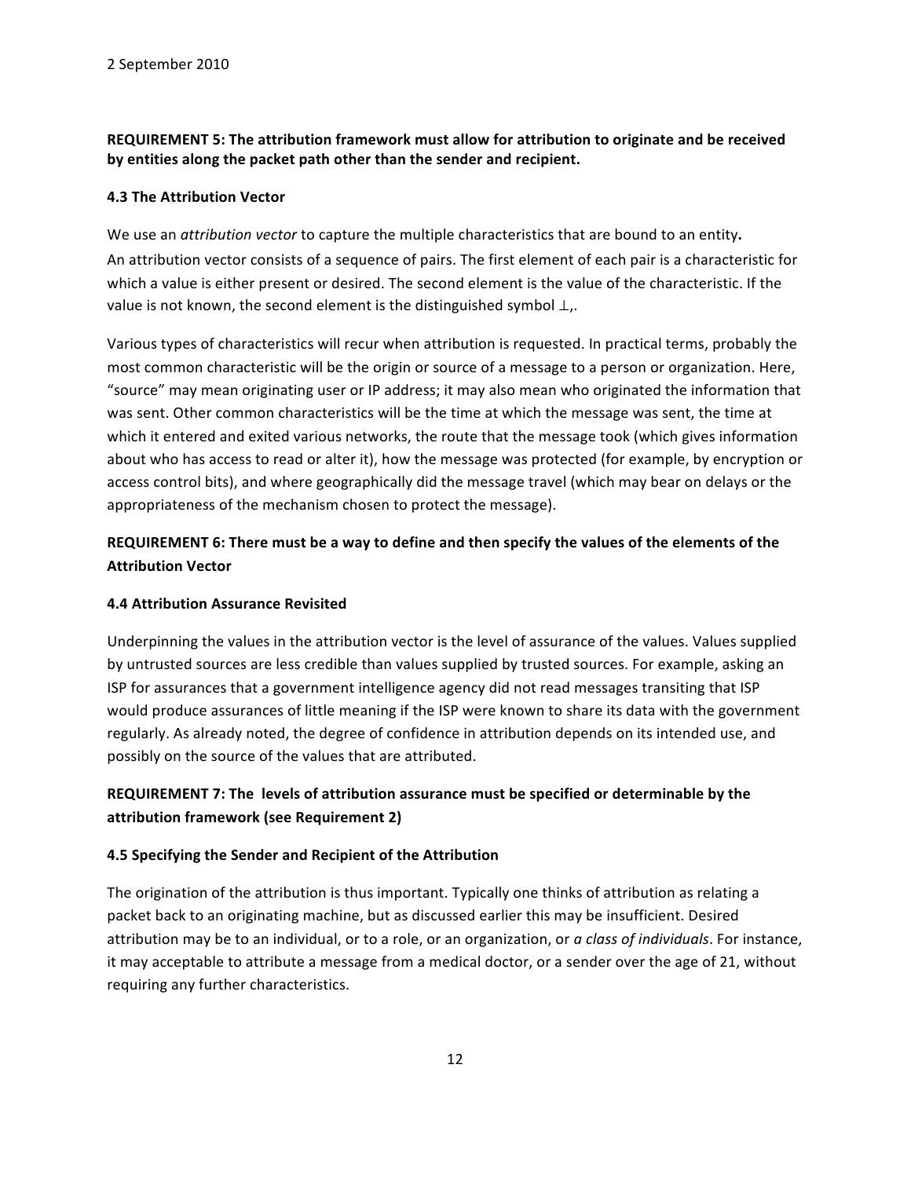**REQUIREMENT 5: The attribution framework must allow for attribution to originate and be received by entities along the packet path other than the sender and recipient.**

### 4.3 The Attribution Vector

We use an *attribution vector* to capture the multiple characteristics that are bound to an entity**.** An attribution vector consists of a sequence of pairs. The first element of each pair is a characteristic for which a value is either present or desired. The second element is the value of the characteristic. If the value is not known, the second element is the distinguished symbol $\perp$,.

Various types of characteristics will recur when attribution is requested. In practical terms, probably the most common characteristic will be the origin or source of a message to a person or organization. Here, "source" may mean originating user or IP address; it may also mean who originated the information that was sent. Other common characteristics will be the time at which the message was sent, the time at which it entered and exited various networks, the route that the message took (which gives information about who has access to read or alter it), how the message was protected (for example, by encryption or access control bits), and where geographically did the message travel (which may bear on delays or the appropriateness of the mechanism chosen to protect the message).

**REQUIREMENT 6: There must be a way to define and then specify the values of the elements of the Attribution Vector**

### 4.4 Attribution Assurance Revisited

Underpinning the values in the attribution vector is the level of assurance of the values. Values supplied by untrusted sources are less credible than values supplied by trusted sources. For example, asking an ISP for assurances that a government intelligence agency did not read messages transiting that ISP would produce assurances of little meaning if the ISP were known to share its data with the government regularly. As already noted, the degree of confidence in attribution depends on its intended use, and possibly on the source of the values that are attributed.

**REQUIREMENT 7: The levels of attribution assurance must be specified or determinable by the attribution framework (see Requirement 2)**

### 4.5 Specifying the Sender and Recipient of the Attribution

The origination of the attribution is thus important. Typically one thinks of attribution as relating a packet back to an originating machine, but as discussed earlier this may be insufficient. Desired attribution may be to an individual, or to a role, or an organization, or *a class of individuals*. For instance, it may acceptable to attribute a message from a medical doctor, or a sender over the age of 21, without requiring any further characteristics.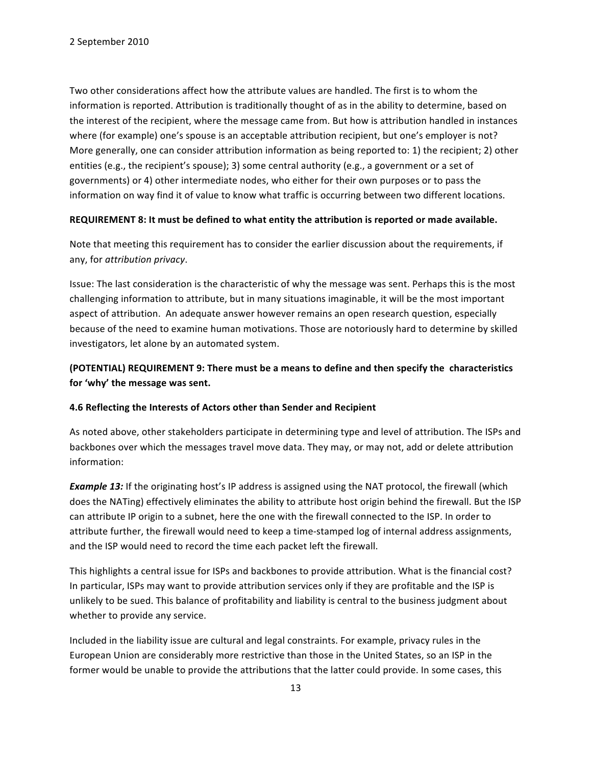Two other considerations affect how the attribute values are handled. The first is to whom the information is reported. Attribution is traditionally thought of as in the ability to determine, based on the interest of the recipient, where the message came from. But how is attribution handled in instances where (for example) one's spouse is an acceptable attribution recipient, but one's employer is not? More generally, one can consider attribution information as being reported to: 1) the recipient; 2) other entities (e.g., the recipient's spouse); 3) some central authority (e.g., a government or a set of governments) or 4) other intermediate nodes, who either for their own purposes or to pass the information on way find it of value to know what traffic is occurring between two different locations.

**REQUIREMENT 8: It must be defined to what entity the attribution is reported or made available.**

Note that meeting this requirement has to consider the earlier discussion about the requirements, if any, for *attribution privacy*.

Issue: The last consideration is the characteristic of why the message was sent. Perhaps this is the most challenging information to attribute, but in many situations imaginable, it will be the most important aspect of attribution. An adequate answer however remains an open research question, especially because of the need to examine human motivations. Those are notoriously hard to determine by skilled investigators, let alone by an automated system.

**(POTENTIAL) REQUIREMENT 9: There must be a means to define and then specify the characteristics for 'why' the message was sent.**

### 4.6 Reflecting the Interests of Actors other than Sender and Recipient

As noted above, other stakeholders participate in determining type and level of attribution. The ISPs and backbones over which the messages travel move data. They may, or may not, add or delete attribution information:

***Example 13:*** If the originating host's IP address is assigned using the NAT protocol, the firewall (which does the NATing) effectively eliminates the ability to attribute host origin behind the firewall. But the ISP can attribute IP origin to a subnet, here the one with the firewall connected to the ISP. In order to attribute further, the firewall would need to keep a time-stamped log of internal address assignments, and the ISP would need to record the time each packet left the firewall.

This highlights a central issue for ISPs and backbones to provide attribution. What is the financial cost? In particular, ISPs may want to provide attribution services only if they are profitable and the ISP is unlikely to be sued. This balance of profitability and liability is central to the business judgment about whether to provide any service.

Included in the liability issue are cultural and legal constraints. For example, privacy rules in the European Union are considerably more restrictive than those in the United States, so an ISP in the former would be unable to provide the attributions that the latter could provide. In some cases, this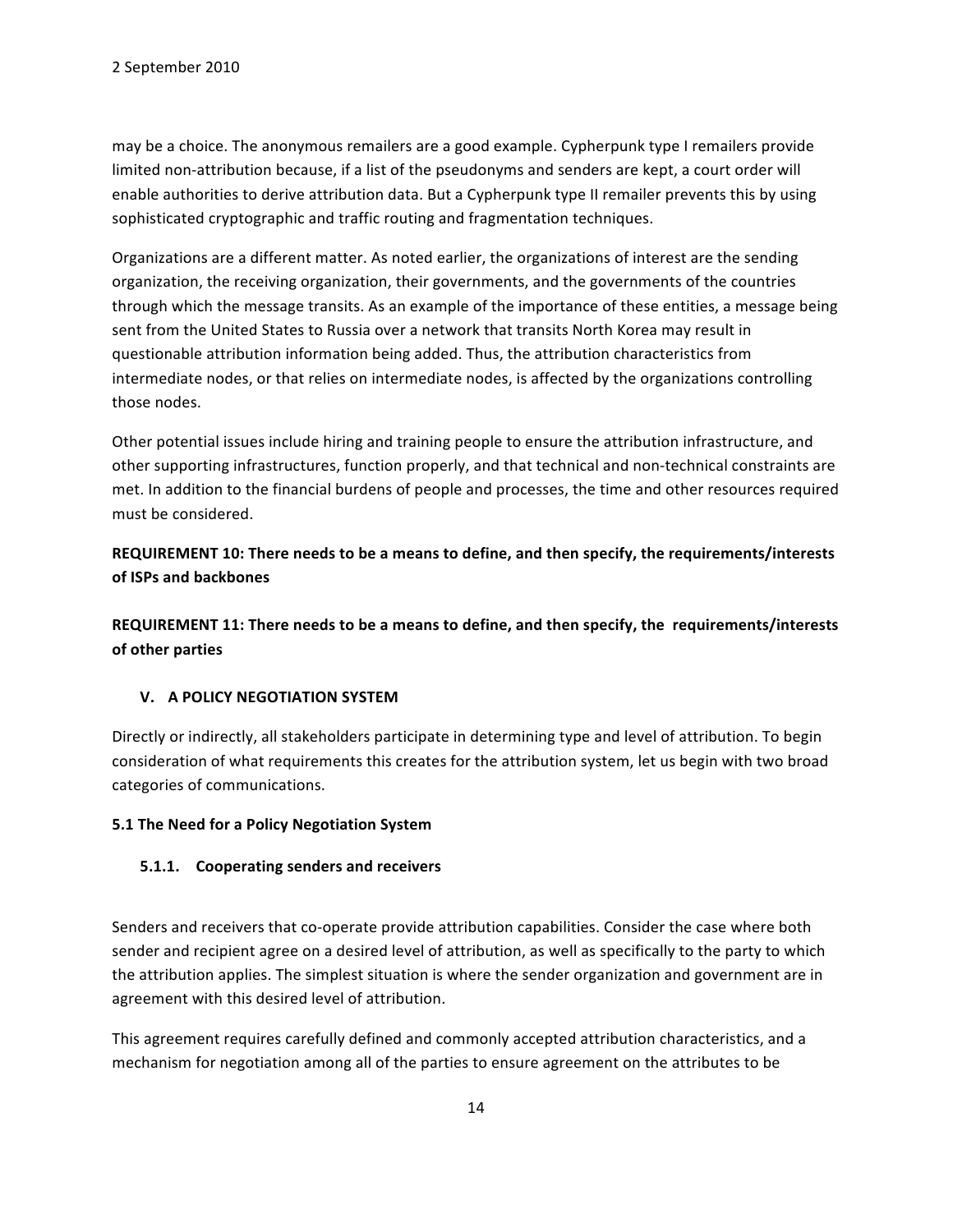may be a choice. The anonymous remailers are a good example. Cypherpunk type I remailers provide limited non-attribution because, if a list of the pseudonyms and senders are kept, a court order will enable authorities to derive attribution data. But a Cypherpunk type II remailer prevents this by using sophisticated cryptographic and traffic routing and fragmentation techniques.

Organizations are a different matter. As noted earlier, the organizations of interest are the sending organization, the receiving organization, their governments, and the governments of the countries through which the message transits. As an example of the importance of these entities, a message being sent from the United States to Russia over a network that transits North Korea may result in questionable attribution information being added. Thus, the attribution characteristics from intermediate nodes, or that relies on intermediate nodes, is affected by the organizations controlling those nodes.

Other potential issues include hiring and training people to ensure the attribution infrastructure, and other supporting infrastructures, function properly, and that technical and non-technical constraints are met. In addition to the financial burdens of people and processes, the time and other resources required must be considered.

**REQUIREMENT 10: There needs to be a means to define, and then specify, the requirements/interests of ISPs and backbones**

**REQUIREMENT 11: There needs to be a means to define, and then specify, the requirements/interests of other parties**

## V. A POLICY NEGOTIATION SYSTEM

Directly or indirectly, all stakeholders participate in determining type and level of attribution. To begin consideration of what requirements this creates for the attribution system, let us begin with two broad categories of communications.

### 5.1 The Need for a Policy Negotiation System

#### 5.1.1. Cooperating senders and receivers

Senders and receivers that co-operate provide attribution capabilities. Consider the case where both sender and recipient agree on a desired level of attribution, as well as specifically to the party to which the attribution applies. The simplest situation is where the sender organization and government are in agreement with this desired level of attribution.

This agreement requires carefully defined and commonly accepted attribution characteristics, and a mechanism for negotiation among all of the parties to ensure agreement on the attributes to be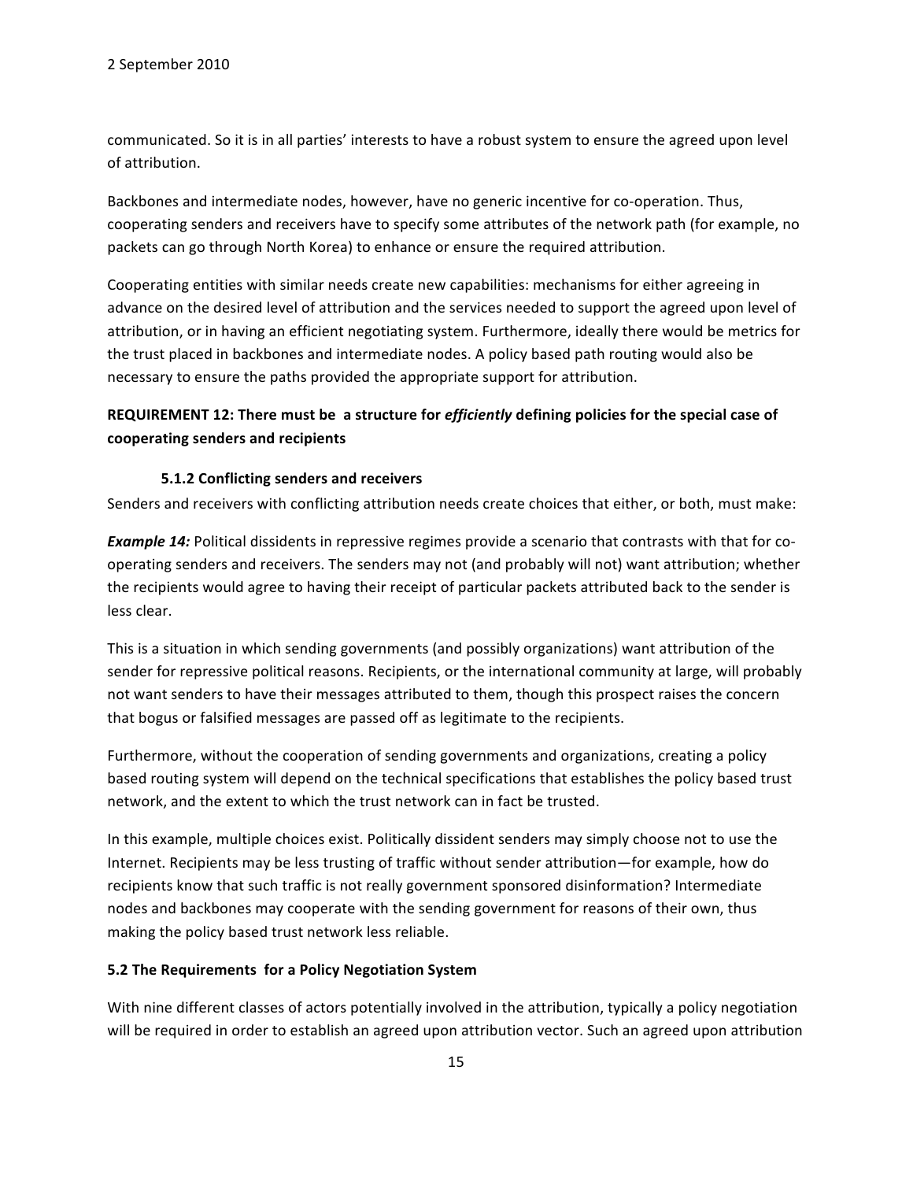communicated. So it is in all parties' interests to have a robust system to ensure the agreed upon level of attribution.

Backbones and intermediate nodes, however, have no generic incentive for co-operation. Thus, cooperating senders and receivers have to specify some attributes of the network path (for example, no packets can go through North Korea) to enhance or ensure the required attribution.

Cooperating entities with similar needs create new capabilities: mechanisms for either agreeing in advance on the desired level of attribution and the services needed to support the agreed upon level of attribution, or in having an efficient negotiating system. Furthermore, ideally there would be metrics for the trust placed in backbones and intermediate nodes. A policy based path routing would also be necessary to ensure the paths provided the appropriate support for attribution.

**REQUIREMENT 12: There must be a structure for *efficiently* defining policies for the special case of cooperating senders and recipients**

#### 5.1.2 Conflicting senders and receivers

Senders and receivers with conflicting attribution needs create choices that either, or both, must make:

***Example 14:*** Political dissidents in repressive regimes provide a scenario that contrasts with that for co-operating senders and receivers. The senders may not (and probably will not) want attribution; whether the recipients would agree to having their receipt of particular packets attributed back to the sender is less clear.

This is a situation in which sending governments (and possibly organizations) want attribution of the sender for repressive political reasons. Recipients, or the international community at large, will probably not want senders to have their messages attributed to them, though this prospect raises the concern that bogus or falsified messages are passed off as legitimate to the recipients.

Furthermore, without the cooperation of sending governments and organizations, creating a policy based routing system will depend on the technical specifications that establishes the policy based trust network, and the extent to which the trust network can in fact be trusted.

In this example, multiple choices exist. Politically dissident senders may simply choose not to use the Internet. Recipients may be less trusting of traffic without sender attribution—for example, how do recipients know that such traffic is not really government sponsored disinformation? Intermediate nodes and backbones may cooperate with the sending government for reasons of their own, thus making the policy based trust network less reliable.

### 5.2 The Requirements for a Policy Negotiation System

With nine different classes of actors potentially involved in the attribution, typically a policy negotiation will be required in order to establish an agreed upon attribution vector. Such an agreed upon attribution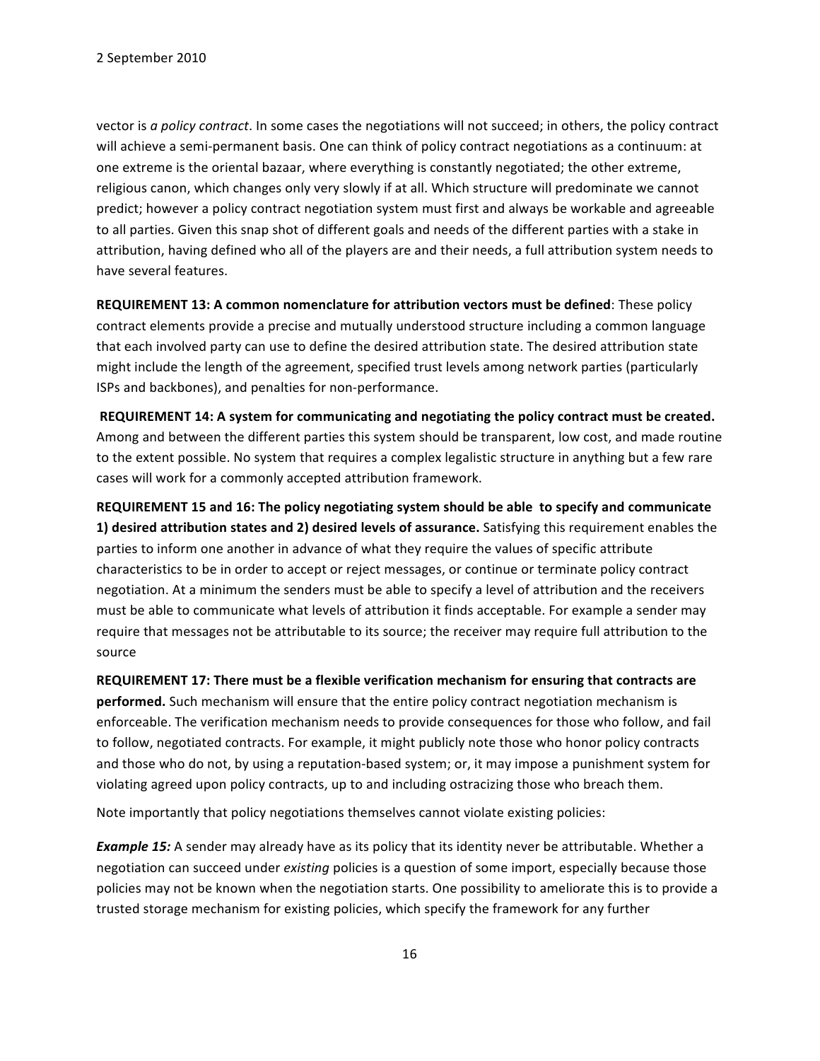vector is *a policy contract*. In some cases the negotiations will not succeed; in others, the policy contract will achieve a semi-permanent basis. One can think of policy contract negotiations as a continuum: at one extreme is the oriental bazaar, where everything is constantly negotiated; the other extreme, religious canon, which changes only very slowly if at all. Which structure will predominate we cannot predict; however a policy contract negotiation system must first and always be workable and agreeable to all parties. Given this snap shot of different goals and needs of the different parties with a stake in attribution, having defined who all of the players are and their needs, a full attribution system needs to have several features.

**REQUIREMENT 13: A common nomenclature for attribution vectors must be defined**: These policy contract elements provide a precise and mutually understood structure including a common language that each involved party can use to define the desired attribution state. The desired attribution state might include the length of the agreement, specified trust levels among network parties (particularly ISPs and backbones), and penalties for non-performance.

**REQUIREMENT 14: A system for communicating and negotiating the policy contract must be created.** Among and between the different parties this system should be transparent, low cost, and made routine to the extent possible. No system that requires a complex legalistic structure in anything but a few rare cases will work for a commonly accepted attribution framework.

**REQUIREMENT 15 and 16: The policy negotiating system should be able to specify and communicate 1) desired attribution states and 2) desired levels of assurance.** Satisfying this requirement enables the parties to inform one another in advance of what they require the values of specific attribute characteristics to be in order to accept or reject messages, or continue or terminate policy contract negotiation. At a minimum the senders must be able to specify a level of attribution and the receivers must be able to communicate what levels of attribution it finds acceptable. For example a sender may require that messages not be attributable to its source; the receiver may require full attribution to the source

**REQUIREMENT 17: There must be a flexible verification mechanism for ensuring that contracts are performed.** Such mechanism will ensure that the entire policy contract negotiation mechanism is enforceable. The verification mechanism needs to provide consequences for those who follow, and fail to follow, negotiated contracts. For example, it might publicly note those who honor policy contracts and those who do not, by using a reputation-based system; or, it may impose a punishment system for violating agreed upon policy contracts, up to and including ostracizing those who breach them.

Note importantly that policy negotiations themselves cannot violate existing policies:

***Example 15:*** A sender may already have as its policy that its identity never be attributable. Whether a negotiation can succeed under *existing* policies is a question of some import, especially because those policies may not be known when the negotiation starts. One possibility to ameliorate this is to provide a trusted storage mechanism for existing policies, which specify the framework for any further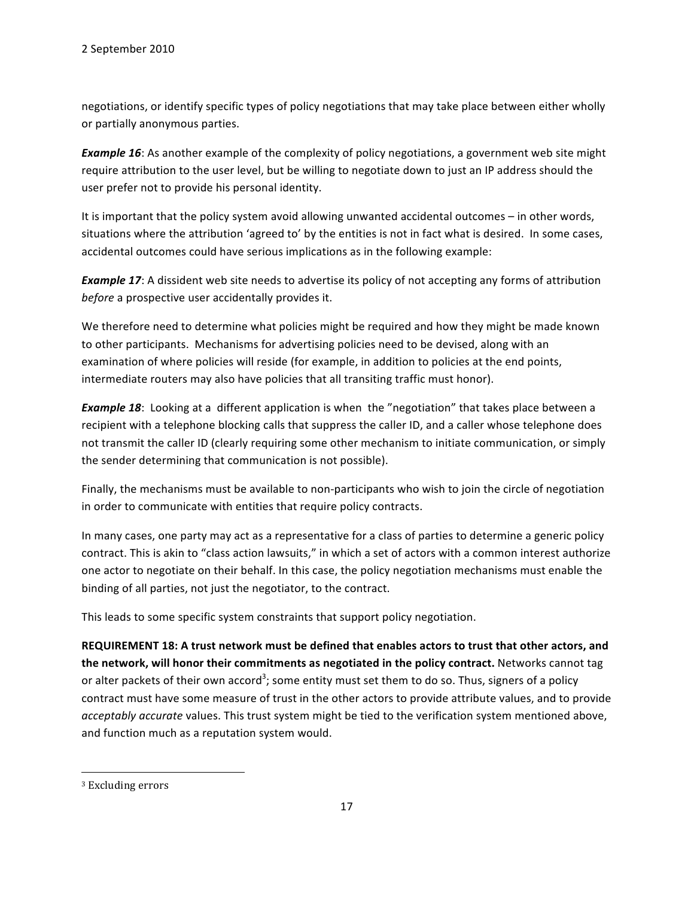negotiations, or identify specific types of policy negotiations that may take place between either wholly or partially anonymous parties.

***Example 16***: As another example of the complexity of policy negotiations, a government web site might require attribution to the user level, but be willing to negotiate down to just an IP address should the user prefer not to provide his personal identity.

It is important that the policy system avoid allowing unwanted accidental outcomes – in other words, situations where the attribution 'agreed to' by the entities is not in fact what is desired. In some cases, accidental outcomes could have serious implications as in the following example:

***Example 17***: A dissident web site needs to advertise its policy of not accepting any forms of attribution *before* a prospective user accidentally provides it.

We therefore need to determine what policies might be required and how they might be made known to other participants. Mechanisms for advertising policies need to be devised, along with an examination of where policies will reside (for example, in addition to policies at the end points, intermediate routers may also have policies that all transiting traffic must honor).

***Example 18***: Looking at a different application is when the "negotiation" that takes place between a recipient with a telephone blocking calls that suppress the caller ID, and a caller whose telephone does not transmit the caller ID (clearly requiring some other mechanism to initiate communication, or simply the sender determining that communication is not possible).

Finally, the mechanisms must be available to non-participants who wish to join the circle of negotiation in order to communicate with entities that require policy contracts.

In many cases, one party may act as a representative for a class of parties to determine a generic policy contract. This is akin to "class action lawsuits," in which a set of actors with a common interest authorize one actor to negotiate on their behalf. In this case, the policy negotiation mechanisms must enable the binding of all parties, not just the negotiator, to the contract.

This leads to some specific system constraints that support policy negotiation.

**REQUIREMENT 18: A trust network must be defined that enables actors to trust that other actors, and the network, will honor their commitments as negotiated in the policy contract.** Networks cannot tag or alter packets of their own accord[3]; some entity must set them to do so. Thus, signers of a policy contract must have some measure of trust in the other actors to provide attribute values, and to provide *acceptably accurate* values. This trust system might be tied to the verification system mentioned above, and function much as a reputation system would.

---

[3] Excluding errors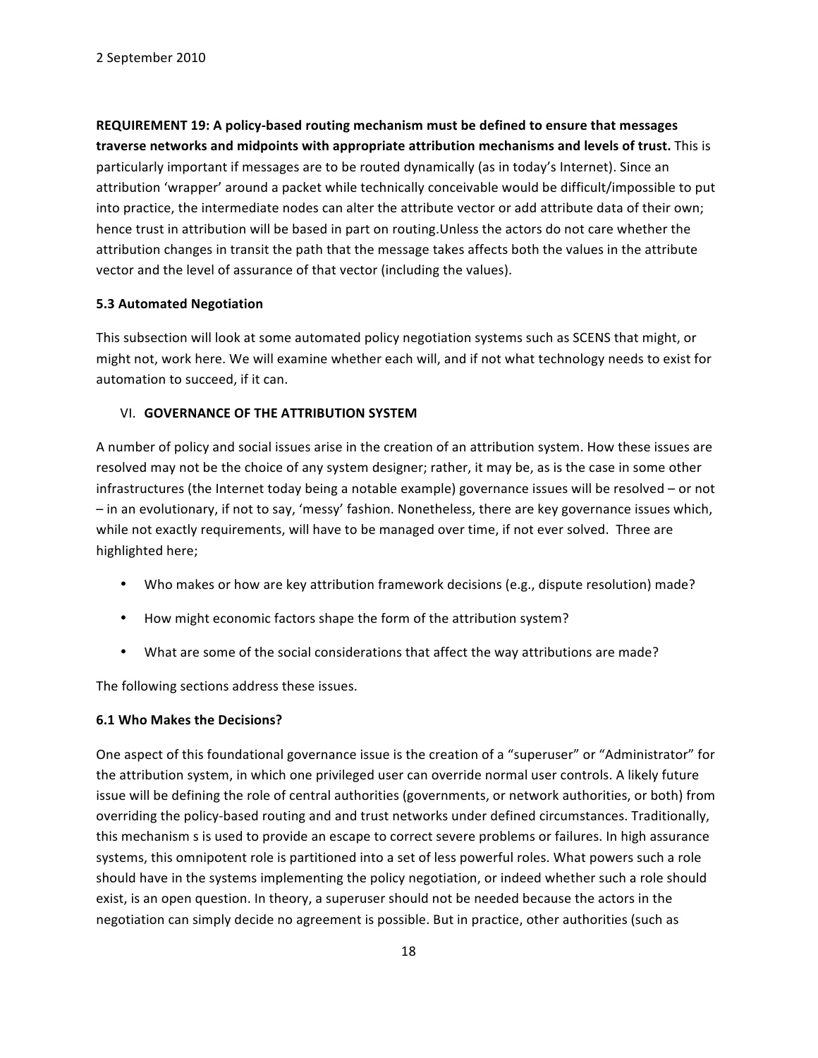**REQUIREMENT 19: A policy-based routing mechanism must be defined to ensure that messages traverse networks and midpoints with appropriate attribution mechanisms and levels of trust.** This is particularly important if messages are to be routed dynamically (as in today's Internet). Since an attribution 'wrapper' around a packet while technically conceivable would be difficult/impossible to put into practice, the intermediate nodes can alter the attribute vector or add attribute data of their own; hence trust in attribution will be based in part on routing.Unless the actors do not care whether the attribution changes in transit the path that the message takes affects both the values in the attribute vector and the level of assurance of that vector (including the values).

### 5.3 Automated Negotiation

This subsection will look at some automated policy negotiation systems such as SCENS that might, or might not, work here. We will examine whether each will, and if not what technology needs to exist for automation to succeed, if it can.

## VI. GOVERNANCE OF THE ATTRIBUTION SYSTEM

A number of policy and social issues arise in the creation of an attribution system. How these issues are resolved may not be the choice of any system designer; rather, it may be, as is the case in some other infrastructures (the Internet today being a notable example) governance issues will be resolved – or not – in an evolutionary, if not to say, 'messy' fashion. Nonetheless, there are key governance issues which, while not exactly requirements, will have to be managed over time, if not ever solved. Three are highlighted here;

- Who makes or how are key attribution framework decisions (e.g., dispute resolution) made?
- How might economic factors shape the form of the attribution system?
- What are some of the social considerations that affect the way attributions are made?

The following sections address these issues.

### 6.1 Who Makes the Decisions?

One aspect of this foundational governance issue is the creation of a "superuser" or "Administrator" for the attribution system, in which one privileged user can override normal user controls. A likely future issue will be defining the role of central authorities (governments, or network authorities, or both) from overriding the policy-based routing and and trust networks under defined circumstances. Traditionally, this mechanism s is used to provide an escape to correct severe problems or failures. In high assurance systems, this omnipotent role is partitioned into a set of less powerful roles. What powers such a role should have in the systems implementing the policy negotiation, or indeed whether such a role should exist, is an open question. In theory, a superuser should not be needed because the actors in the negotiation can simply decide no agreement is possible. But in practice, other authorities (such as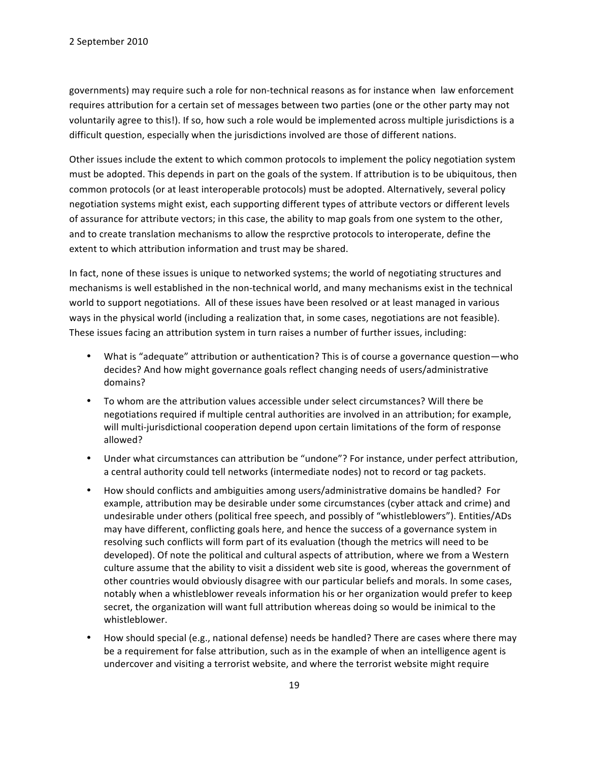governments) may require such a role for non-technical reasons as for instance when law enforcement requires attribution for a certain set of messages between two parties (one or the other party may not voluntarily agree to this!). If so, how such a role would be implemented across multiple jurisdictions is a difficult question, especially when the jurisdictions involved are those of different nations.

Other issues include the extent to which common protocols to implement the policy negotiation system must be adopted. This depends in part on the goals of the system. If attribution is to be ubiquitous, then common protocols (or at least interoperable protocols) must be adopted. Alternatively, several policy negotiation systems might exist, each supporting different types of attribute vectors or different levels of assurance for attribute vectors; in this case, the ability to map goals from one system to the other, and to create translation mechanisms to allow the resprctive protocols to interoperate, define the extent to which attribution information and trust may be shared.

In fact, none of these issues is unique to networked systems; the world of negotiating structures and mechanisms is well established in the non-technical world, and many mechanisms exist in the technical world to support negotiations. All of these issues have been resolved or at least managed in various ways in the physical world (including a realization that, in some cases, negotiations are not feasible). These issues facing an attribution system in turn raises a number of further issues, including:

- What is "adequate" attribution or authentication? This is of course a governance question—who decides? And how might governance goals reflect changing needs of users/administrative domains?
- To whom are the attribution values accessible under select circumstances? Will there be negotiations required if multiple central authorities are involved in an attribution; for example, will multi-jurisdictional cooperation depend upon certain limitations of the form of response allowed?
- Under what circumstances can attribution be "undone"? For instance, under perfect attribution, a central authority could tell networks (intermediate nodes) not to record or tag packets.
- How should conflicts and ambiguities among users/administrative domains be handled? For example, attribution may be desirable under some circumstances (cyber attack and crime) and undesirable under others (political free speech, and possibly of "whistleblowers"). Entities/ADs may have different, conflicting goals here, and hence the success of a governance system in resolving such conflicts will form part of its evaluation (though the metrics will need to be developed). Of note the political and cultural aspects of attribution, where we from a Western culture assume that the ability to visit a dissident web site is good, whereas the government of other countries would obviously disagree with our particular beliefs and morals. In some cases, notably when a whistleblower reveals information his or her organization would prefer to keep secret, the organization will want full attribution whereas doing so would be inimical to the whistleblower.
- How should special (e.g., national defense) needs be handled? There are cases where there may be a requirement for false attribution, such as in the example of when an intelligence agent is undercover and visiting a terrorist website, and where the terrorist website might require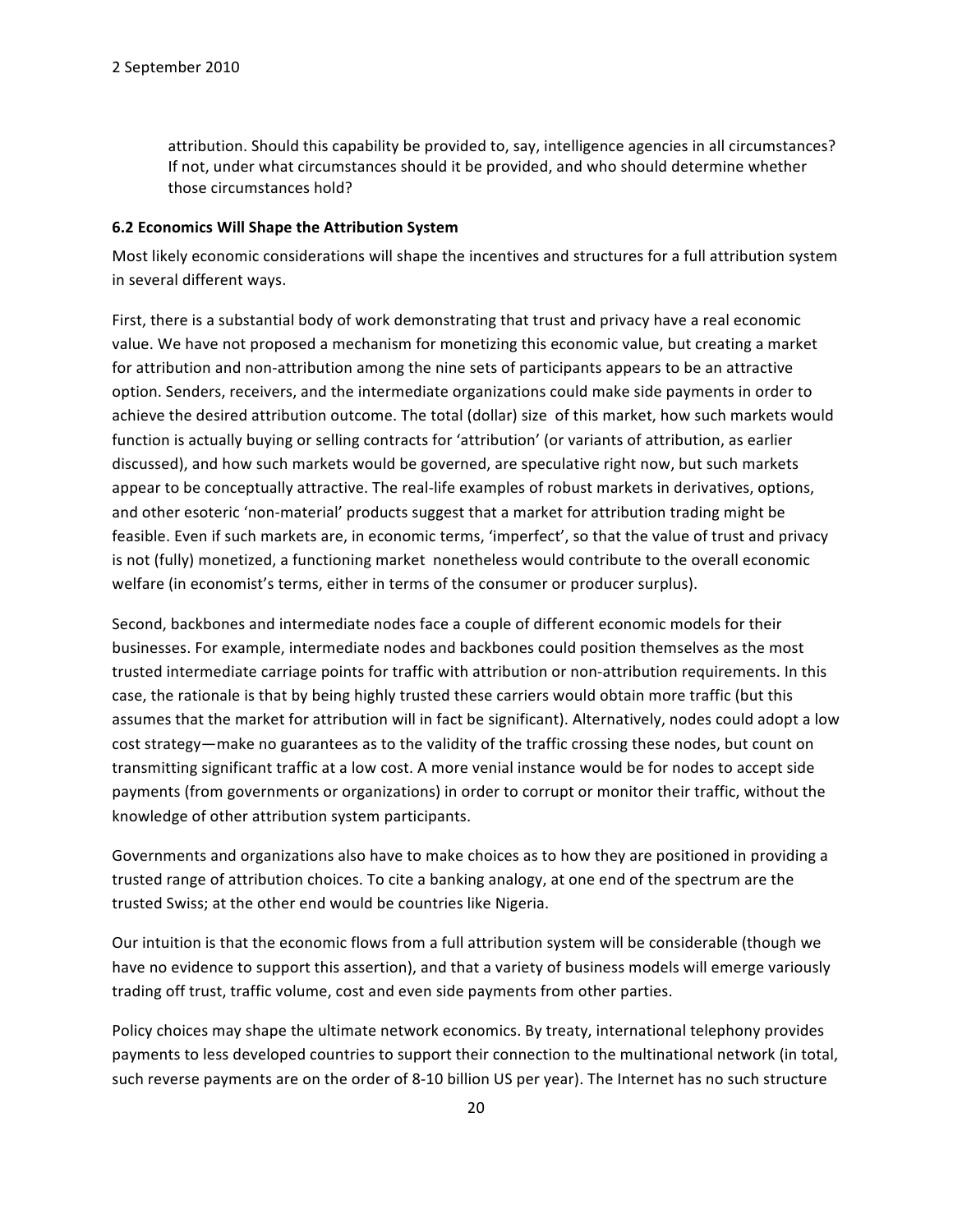attribution. Should this capability be provided to, say, intelligence agencies in all circumstances? If not, under what circumstances should it be provided, and who should determine whether those circumstances hold?

### 6.2 Economics Will Shape the Attribution System

Most likely economic considerations will shape the incentives and structures for a full attribution system in several different ways.

First, there is a substantial body of work demonstrating that trust and privacy have a real economic value. We have not proposed a mechanism for monetizing this economic value, but creating a market for attribution and non-attribution among the nine sets of participants appears to be an attractive option. Senders, receivers, and the intermediate organizations could make side payments in order to achieve the desired attribution outcome. The total (dollar) size of this market, how such markets would function is actually buying or selling contracts for 'attribution' (or variants of attribution, as earlier discussed), and how such markets would be governed, are speculative right now, but such markets appear to be conceptually attractive. The real-life examples of robust markets in derivatives, options, and other esoteric 'non-material' products suggest that a market for attribution trading might be feasible. Even if such markets are, in economic terms, 'imperfect', so that the value of trust and privacy is not (fully) monetized, a functioning market nonetheless would contribute to the overall economic welfare (in economist's terms, either in terms of the consumer or producer surplus).

Second, backbones and intermediate nodes face a couple of different economic models for their businesses. For example, intermediate nodes and backbones could position themselves as the most trusted intermediate carriage points for traffic with attribution or non-attribution requirements. In this case, the rationale is that by being highly trusted these carriers would obtain more traffic (but this assumes that the market for attribution will in fact be significant). Alternatively, nodes could adopt a low cost strategy—make no guarantees as to the validity of the traffic crossing these nodes, but count on transmitting significant traffic at a low cost. A more venial instance would be for nodes to accept side payments (from governments or organizations) in order to corrupt or monitor their traffic, without the knowledge of other attribution system participants.

Governments and organizations also have to make choices as to how they are positioned in providing a trusted range of attribution choices. To cite a banking analogy, at one end of the spectrum are the trusted Swiss; at the other end would be countries like Nigeria.

Our intuition is that the economic flows from a full attribution system will be considerable (though we have no evidence to support this assertion), and that a variety of business models will emerge variously trading off trust, traffic volume, cost and even side payments from other parties.

Policy choices may shape the ultimate network economics. By treaty, international telephony provides payments to less developed countries to support their connection to the multinational network (in total, such reverse payments are on the order of 8-10 billion US per year). The Internet has no such structure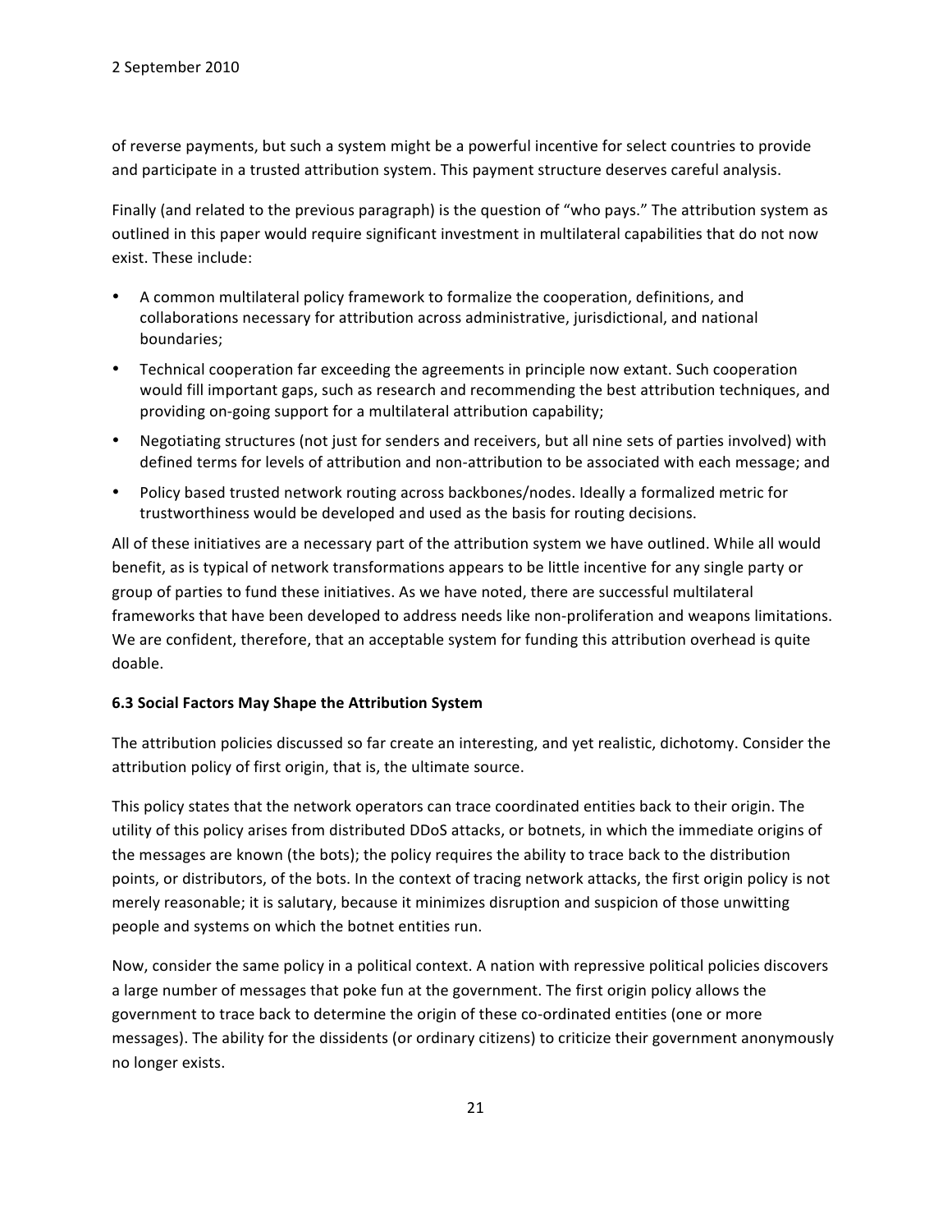of reverse payments, but such a system might be a powerful incentive for select countries to provide and participate in a trusted attribution system. This payment structure deserves careful analysis.

Finally (and related to the previous paragraph) is the question of "who pays." The attribution system as outlined in this paper would require significant investment in multilateral capabilities that do not now exist. These include:

- A common multilateral policy framework to formalize the cooperation, definitions, and collaborations necessary for attribution across administrative, jurisdictional, and national boundaries;
- Technical cooperation far exceeding the agreements in principle now extant. Such cooperation would fill important gaps, such as research and recommending the best attribution techniques, and providing on-going support for a multilateral attribution capability;
- Negotiating structures (not just for senders and receivers, but all nine sets of parties involved) with defined terms for levels of attribution and non-attribution to be associated with each message; and
- Policy based trusted network routing across backbones/nodes. Ideally a formalized metric for trustworthiness would be developed and used as the basis for routing decisions.

All of these initiatives are a necessary part of the attribution system we have outlined. While all would benefit, as is typical of network transformations appears to be little incentive for any single party or group of parties to fund these initiatives. As we have noted, there are successful multilateral frameworks that have been developed to address needs like non-proliferation and weapons limitations. We are confident, therefore, that an acceptable system for funding this attribution overhead is quite doable.

### 6.3 Social Factors May Shape the Attribution System

The attribution policies discussed so far create an interesting, and yet realistic, dichotomy. Consider the attribution policy of first origin, that is, the ultimate source.

This policy states that the network operators can trace coordinated entities back to their origin. The utility of this policy arises from distributed DDoS attacks, or botnets, in which the immediate origins of the messages are known (the bots); the policy requires the ability to trace back to the distribution points, or distributors, of the bots. In the context of tracing network attacks, the first origin policy is not merely reasonable; it is salutary, because it minimizes disruption and suspicion of those unwitting people and systems on which the botnet entities run.

Now, consider the same policy in a political context. A nation with repressive political policies discovers a large number of messages that poke fun at the government. The first origin policy allows the government to trace back to determine the origin of these co-ordinated entities (one or more messages). The ability for the dissidents (or ordinary citizens) to criticize their government anonymously no longer exists.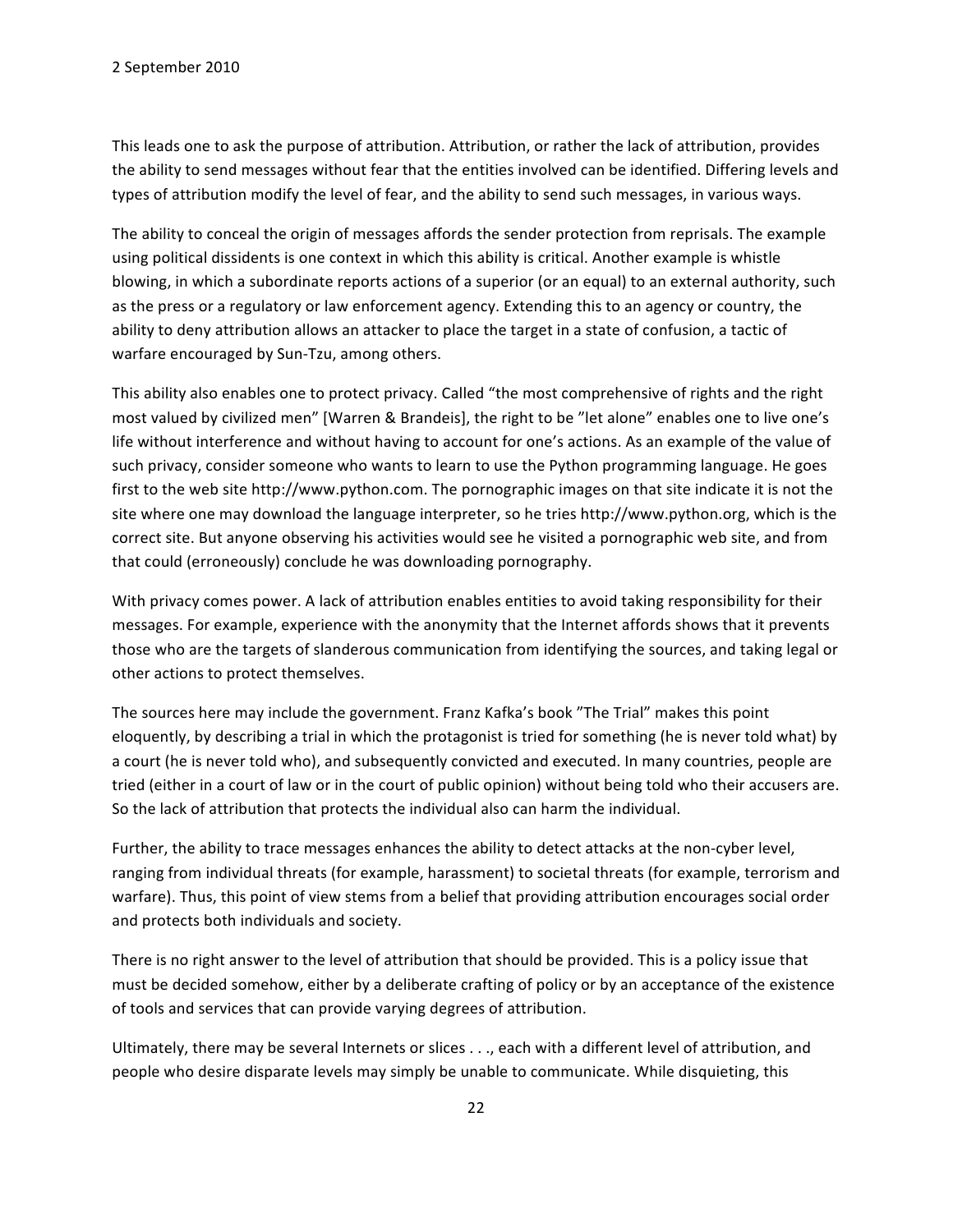This leads one to ask the purpose of attribution. Attribution, or rather the lack of attribution, provides the ability to send messages without fear that the entities involved can be identified. Differing levels and types of attribution modify the level of fear, and the ability to send such messages, in various ways.

The ability to conceal the origin of messages affords the sender protection from reprisals. The example using political dissidents is one context in which this ability is critical. Another example is whistle blowing, in which a subordinate reports actions of a superior (or an equal) to an external authority, such as the press or a regulatory or law enforcement agency. Extending this to an agency or country, the ability to deny attribution allows an attacker to place the target in a state of confusion, a tactic of warfare encouraged by Sun-Tzu, among others.

This ability also enables one to protect privacy. Called "the most comprehensive of rights and the right most valued by civilized men" [Warren & Brandeis], the right to be "let alone" enables one to live one's life without interference and without having to account for one's actions. As an example of the value of such privacy, consider someone who wants to learn to use the Python programming language. He goes first to the web site http://www.python.com. The pornographic images on that site indicate it is not the site where one may download the language interpreter, so he tries http://www.python.org, which is the correct site. But anyone observing his activities would see he visited a pornographic web site, and from that could (erroneously) conclude he was downloading pornography.

With privacy comes power. A lack of attribution enables entities to avoid taking responsibility for their messages. For example, experience with the anonymity that the Internet affords shows that it prevents those who are the targets of slanderous communication from identifying the sources, and taking legal or other actions to protect themselves.

The sources here may include the government. Franz Kafka's book "The Trial" makes this point eloquently, by describing a trial in which the protagonist is tried for something (he is never told what) by a court (he is never told who), and subsequently convicted and executed. In many countries, people are tried (either in a court of law or in the court of public opinion) without being told who their accusers are. So the lack of attribution that protects the individual also can harm the individual.

Further, the ability to trace messages enhances the ability to detect attacks at the non-cyber level, ranging from individual threats (for example, harassment) to societal threats (for example, terrorism and warfare). Thus, this point of view stems from a belief that providing attribution encourages social order and protects both individuals and society.

There is no right answer to the level of attribution that should be provided. This is a policy issue that must be decided somehow, either by a deliberate crafting of policy or by an acceptance of the existence of tools and services that can provide varying degrees of attribution.

Ultimately, there may be several Internets or slices . . ., each with a different level of attribution, and people who desire disparate levels may simply be unable to communicate. While disquieting, this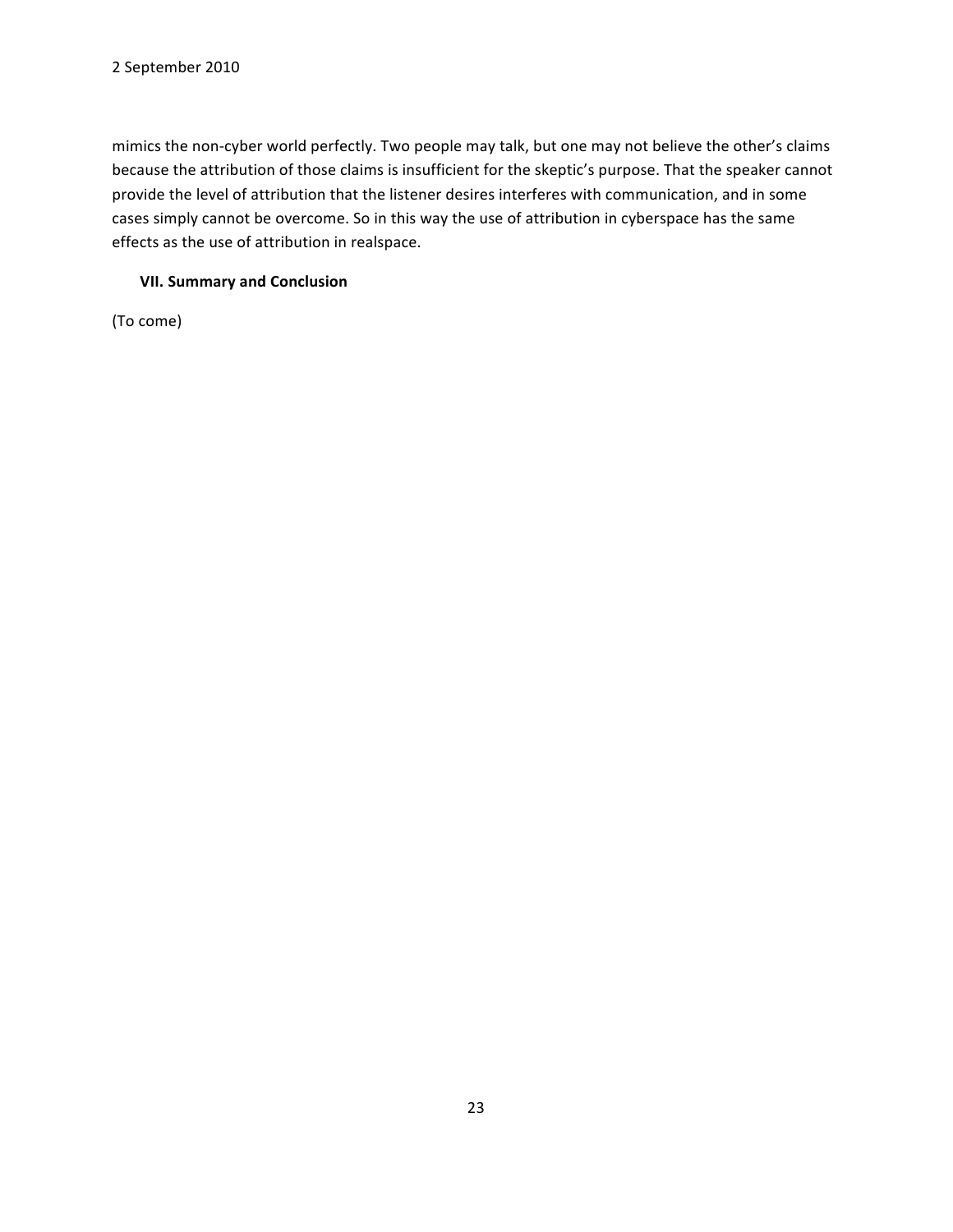mimics the non-cyber world perfectly. Two people may talk, but one may not believe the other's claims because the attribution of those claims is insufficient for the skeptic's purpose. That the speaker cannot provide the level of attribution that the listener desires interferes with communication, and in some cases simply cannot be overcome. So in this way the use of attribution in cyberspace has the same effects as the use of attribution in realspace.

## VII. Summary and Conclusion

(To come)